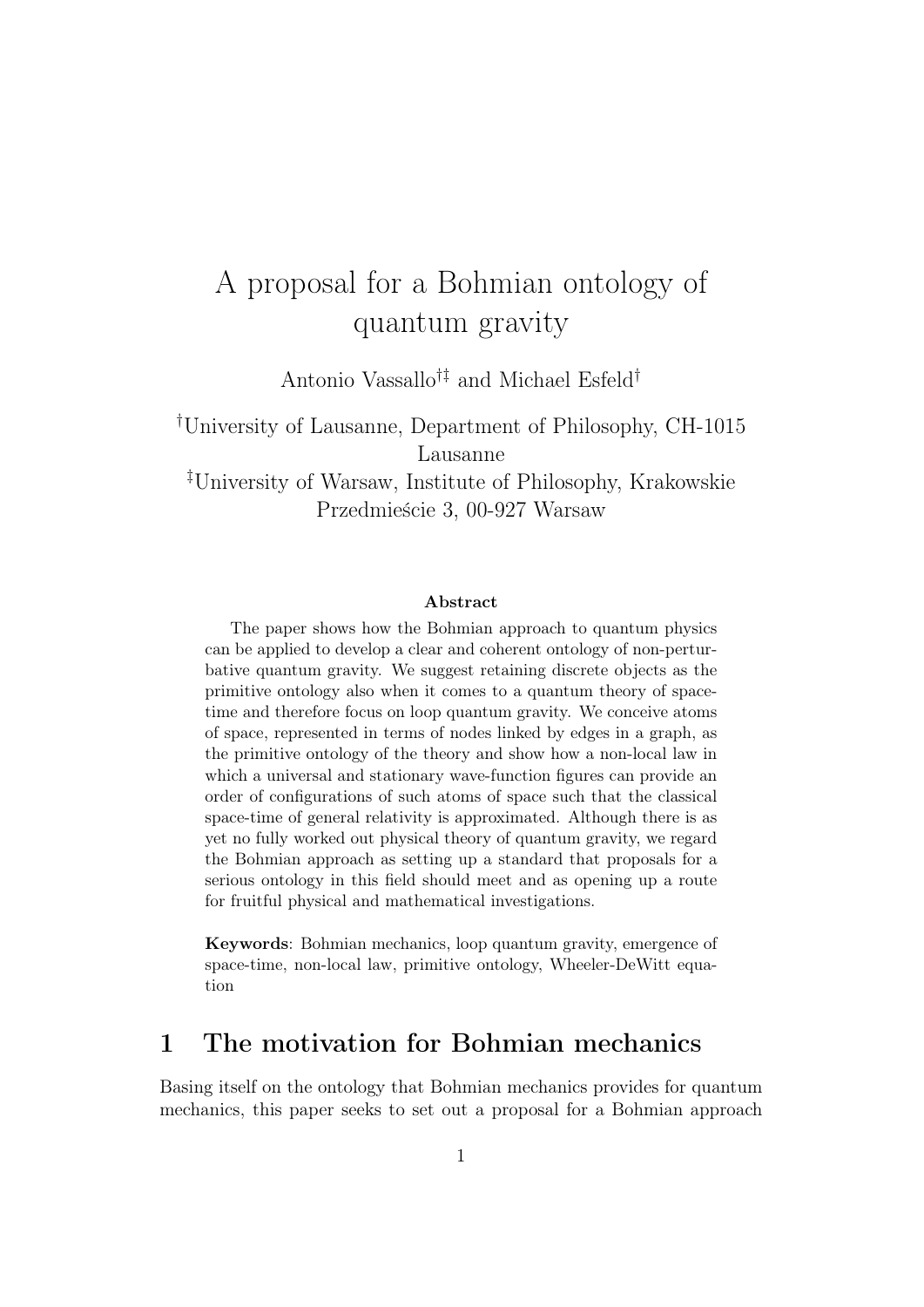# A proposal for a Bohmian ontology of quantum gravity

Antonio Vassallo[†‡] and Michael Esfeld[†]

[†]University of Lausanne, Department of Philosophy, CH-1015 Lausanne

[‡]University of Warsaw, Institute of Philosophy, Krakowskie Przedmieście 3, 00-927 Warsaw

### Abstract

The paper shows how the Bohmian approach to quantum physics can be applied to develop a clear and coherent ontology of non-perturbative quantum gravity. We suggest retaining discrete objects as the primitive ontology also when it comes to a quantum theory of space-time and therefore focus on loop quantum gravity. We conceive atoms of space, represented in terms of nodes linked by edges in a graph, as the primitive ontology of the theory and show how a non-local law in which a universal and stationary wave-function figures can provide an order of configurations of such atoms of space such that the classical space-time of general relativity is approximated. Although there is as yet no fully worked out physical theory of quantum gravity, we regard the Bohmian approach as setting up a standard that proposals for a serious ontology in this field should meet and as opening up a route for fruitful physical and mathematical investigations.

**Keywords**: Bohmian mechanics, loop quantum gravity, emergence of space-time, non-local law, primitive ontology, Wheeler-DeWitt equation

## 1 The motivation for Bohmian mechanics

Basing itself on the ontology that Bohmian mechanics provides for quantum mechanics, this paper seeks to set out a proposal for a Bohmian approach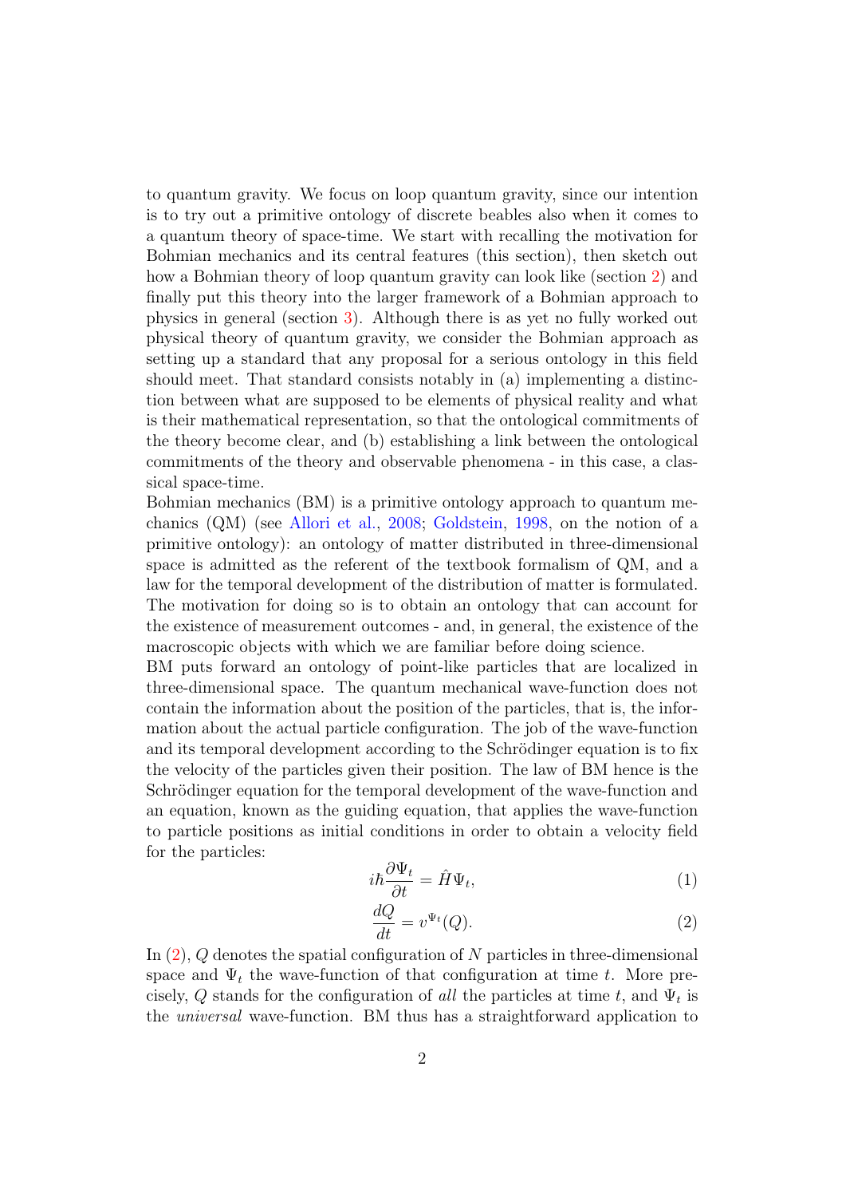to quantum gravity. We focus on loop quantum gravity, since our intention is to try out a primitive ontology of discrete beables also when it comes to a quantum theory of space-time. We start with recalling the motivation for Bohmian mechanics and its central features (this section), then sketch out how a Bohmian theory of loop quantum gravity can look like (section 2) and finally put this theory into the larger framework of a Bohmian approach to physics in general (section 3). Although there is as yet no fully worked out physical theory of quantum gravity, we consider the Bohmian approach as setting up a standard that any proposal for a serious ontology in this field should meet. That standard consists notably in (a) implementing a distinction between what are supposed to be elements of physical reality and what is their mathematical representation, so that the ontological commitments of the theory become clear, and (b) establishing a link between the ontological commitments of the theory and observable phenomena - in this case, a classical space-time.

Bohmian mechanics (BM) is a primitive ontology approach to quantum mechanics (QM) (see Allori et al., 2008; Goldstein, 1998, on the notion of a primitive ontology): an ontology of matter distributed in three-dimensional space is admitted as the referent of the textbook formalism of QM, and a law for the temporal development of the distribution of matter is formulated. The motivation for doing so is to obtain an ontology that can account for the existence of measurement outcomes - and, in general, the existence of the macroscopic objects with which we are familiar before doing science.

BM puts forward an ontology of point-like particles that are localized in three-dimensional space. The quantum mechanical wave-function does not contain the information about the position of the particles, that is, the information about the actual particle configuration. The job of the wave-function and its temporal development according to the Schrödinger equation is to fix the velocity of the particles given their position. The law of BM hence is the Schrödinger equation for the temporal development of the wave-function and an equation, known as the guiding equation, that applies the wave-function to particle positions as initial conditions in order to obtain a velocity field for the particles:

$$i\hbar \frac{\partial \Psi_t}{\partial t} = \hat{H}\Psi_t, \tag{1}$$

$$\frac{dQ}{dt} = v^{\Psi_t}(Q). \tag{2}$$

In (2), $Q$ denotes the spatial configuration of $N$ particles in three-dimensional space and $\Psi_t$ the wave-function of that configuration at time $t$. More precisely, $Q$ stands for the configuration of *all* the particles at time $t$, and $\Psi_t$ is the *universal* wave-function. BM thus has a straightforward application to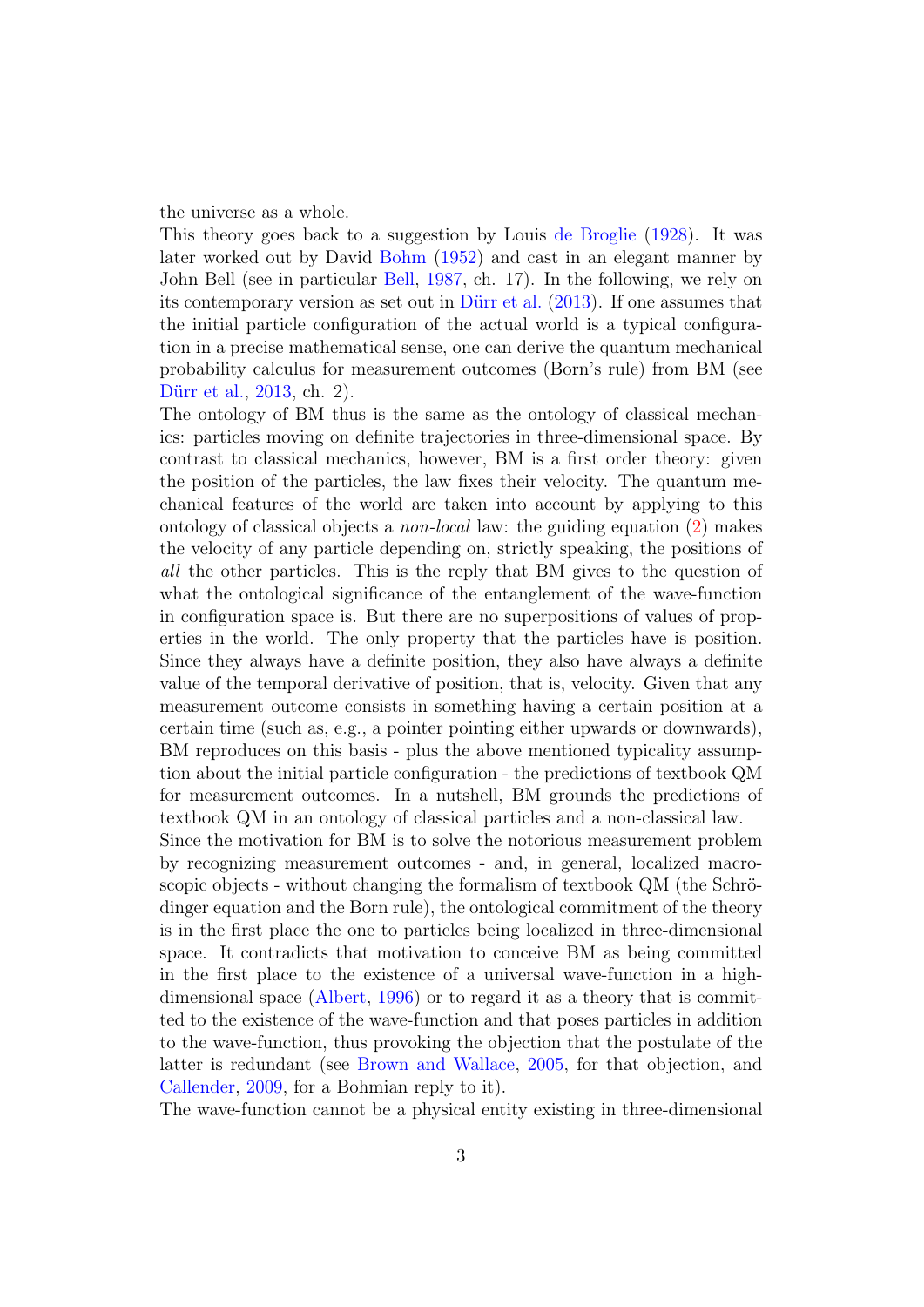the universe as a whole.

This theory goes back to a suggestion by Louis de Broglie (1928). It was later worked out by David Bohm (1952) and cast in an elegant manner by John Bell (see in particular Bell, 1987, ch. 17). In the following, we rely on its contemporary version as set out in Dürr et al. (2013). If one assumes that the initial particle configuration of the actual world is a typical configuration in a precise mathematical sense, one can derive the quantum mechanical probability calculus for measurement outcomes (Born's rule) from BM (see Dürr et al., 2013, ch. 2).

The ontology of BM thus is the same as the ontology of classical mechanics: particles moving on definite trajectories in three-dimensional space. By contrast to classical mechanics, however, BM is a first order theory: given the position of the particles, the law fixes their velocity. The quantum mechanical features of the world are taken into account by applying to this ontology of classical objects a *non-local* law: the guiding equation (2) makes the velocity of any particle depending on, strictly speaking, the positions of *all* the other particles. This is the reply that BM gives to the question of what the ontological significance of the entanglement of the wave-function in configuration space is. But there are no superpositions of values of properties in the world. The only property that the particles have is position. Since they always have a definite position, they also have always a definite value of the temporal derivative of position, that is, velocity. Given that any measurement outcome consists in something having a certain position at a certain time (such as, e.g., a pointer pointing either upwards or downwards), BM reproduces on this basis - plus the above mentioned typicality assumption about the initial particle configuration - the predictions of textbook QM for measurement outcomes. In a nutshell, BM grounds the predictions of textbook QM in an ontology of classical particles and a non-classical law.

Since the motivation for BM is to solve the notorious measurement problem by recognizing measurement outcomes - and, in general, localized macroscopic objects - without changing the formalism of textbook QM (the Schrödinger equation and the Born rule), the ontological commitment of the theory is in the first place the one to particles being localized in three-dimensional space. It contradicts that motivation to conceive BM as being committed in the first place to the existence of a universal wave-function in a high-dimensional space (Albert, 1996) or to regard it as a theory that is committed to the existence of the wave-function and that poses particles in addition to the wave-function, thus provoking the objection that the postulate of the latter is redundant (see Brown and Wallace, 2005, for that objection, and Callender, 2009, for a Bohmian reply to it).

The wave-function cannot be a physical entity existing in three-dimensional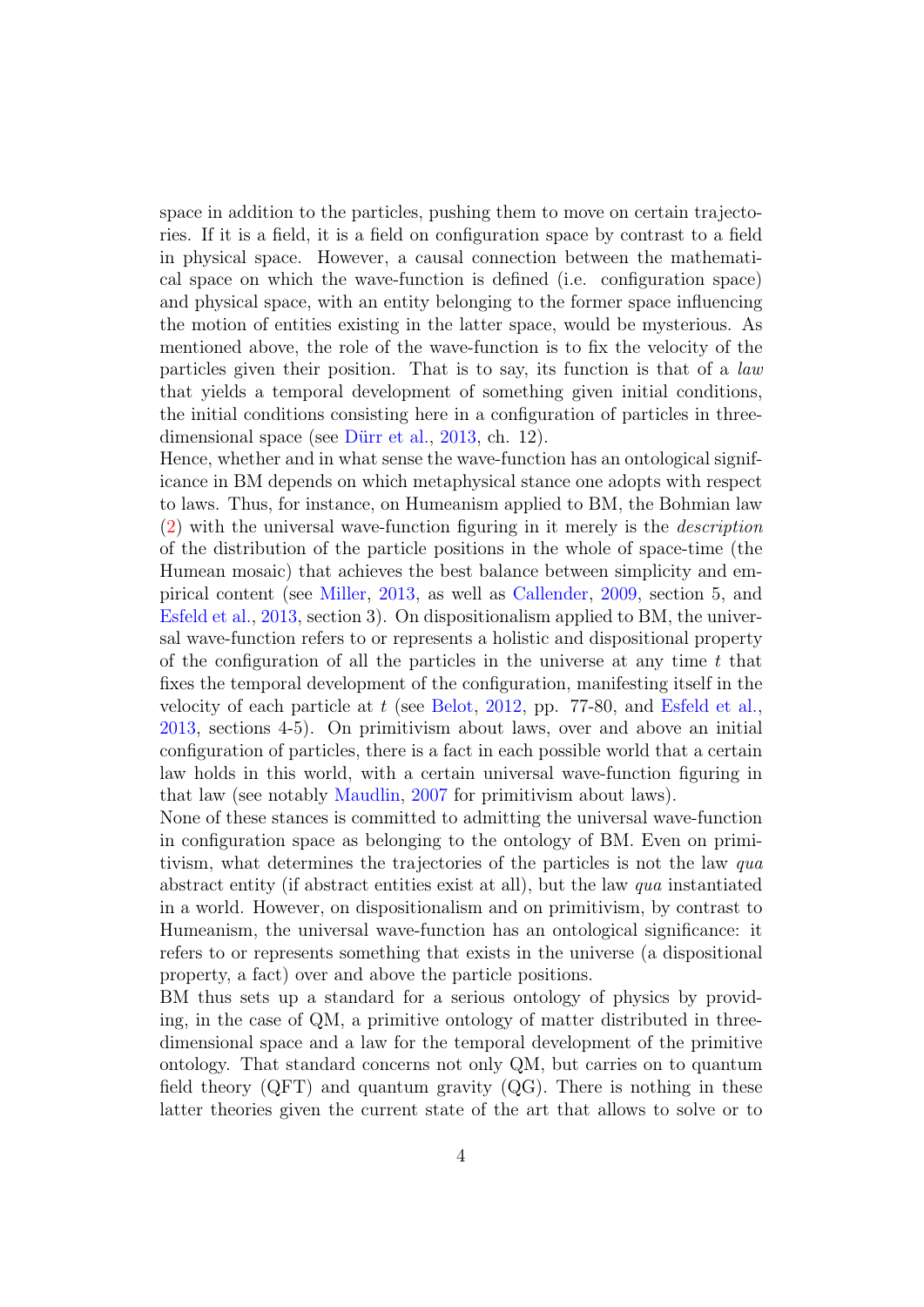space in addition to the particles, pushing them to move on certain trajectories. If it is a field, it is a field on configuration space by contrast to a field in physical space. However, a causal connection between the mathematical space on which the wave-function is defined (i.e. configuration space) and physical space, with an entity belonging to the former space influencing the motion of entities existing in the latter space, would be mysterious. As mentioned above, the role of the wave-function is to fix the velocity of the particles given their position. That is to say, its function is that of a *law* that yields a temporal development of something given initial conditions, the initial conditions consisting here in a configuration of particles in three-dimensional space (see Dürr et al., 2013, ch. 12).

Hence, whether and in what sense the wave-function has an ontological significance in BM depends on which metaphysical stance one adopts with respect to laws. Thus, for instance, on Humeanism applied to BM, the Bohmian law (2) with the universal wave-function figuring in it merely is the *description* of the distribution of the particle positions in the whole of space-time (the Humean mosaic) that achieves the best balance between simplicity and empirical content (see Miller, 2013, as well as Callender, 2009, section 5, and Esfeld et al., 2013, section 3). On dispositionalism applied to BM, the universal wave-function refers to or represents a holistic and dispositional property of the configuration of all the particles in the universe at any time $t$ that fixes the temporal development of the configuration, manifesting itself in the velocity of each particle at $t$ (see Belot, 2012, pp. 77-80, and Esfeld et al., 2013, sections 4-5). On primitivism about laws, over and above an initial configuration of particles, there is a fact in each possible world that a certain law holds in this world, with a certain universal wave-function figuring in that law (see notably Maudlin, 2007 for primitivism about laws).

None of these stances is committed to admitting the universal wave-function in configuration space as belonging to the ontology of BM. Even on primitivism, what determines the trajectories of the particles is not the law *qua* abstract entity (if abstract entities exist at all), but the law *qua* instantiated in a world. However, on dispositionalism and on primitivism, by contrast to Humeanism, the universal wave-function has an ontological significance: it refers to or represents something that exists in the universe (a dispositional property, a fact) over and above the particle positions.

BM thus sets up a standard for a serious ontology of physics by providing, in the case of QM, a primitive ontology of matter distributed in three-dimensional space and a law for the temporal development of the primitive ontology. That standard concerns not only QM, but carries on to quantum field theory (QFT) and quantum gravity (QG). There is nothing in these latter theories given the current state of the art that allows to solve or to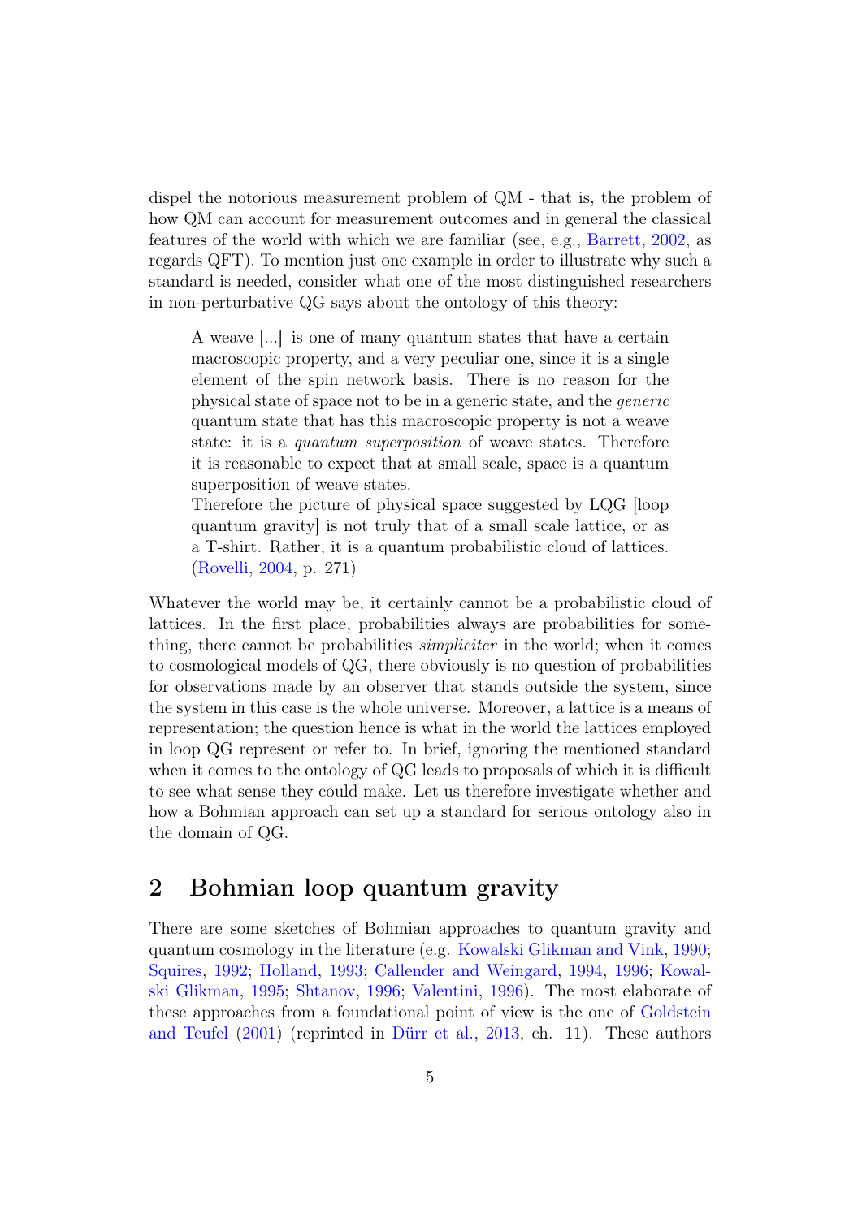dispel the notorious measurement problem of QM - that is, the problem of how QM can account for measurement outcomes and in general the classical features of the world with which we are familiar (see, e.g., Barrett, 2002, as regards QFT). To mention just one example in order to illustrate why such a standard is needed, consider what one of the most distinguished researchers in non-perturbative QG says about the ontology of this theory:

> A weave [...] is one of many quantum states that have a certain macroscopic property, and a very peculiar one, since it is a single element of the spin network basis. There is no reason for the physical state of space not to be in a generic state, and the *generic* quantum state that has this macroscopic property is not a weave state: it is a *quantum superposition* of weave states. Therefore it is reasonable to expect that at small scale, space is a quantum superposition of weave states.
>
> Therefore the picture of physical space suggested by LQG [loop quantum gravity] is not truly that of a small scale lattice, or as a T-shirt. Rather, it is a quantum probabilistic cloud of lattices. (Rovelli, 2004, p. 271)

Whatever the world may be, it certainly cannot be a probabilistic cloud of lattices. In the first place, probabilities always are probabilities for something, there cannot be probabilities *simpliciter* in the world; when it comes to cosmological models of QG, there obviously is no question of probabilities for observations made by an observer that stands outside the system, since the system in this case is the whole universe. Moreover, a lattice is a means of representation; the question hence is what in the world the lattices employed in loop QG represent or refer to. In brief, ignoring the mentioned standard when it comes to the ontology of QG leads to proposals of which it is difficult to see what sense they could make. Let us therefore investigate whether and how a Bohmian approach can set up a standard for serious ontology also in the domain of QG.

## 2 Bohmian loop quantum gravity

There are some sketches of Bohmian approaches to quantum gravity and quantum cosmology in the literature (e.g. Kowalski Glikman and Vink, 1990; Squires, 1992; Holland, 1993; Callender and Weingard, 1994, 1996; Kowalski Glikman, 1995; Shtanov, 1996; Valentini, 1996). The most elaborate of these approaches from a foundational point of view is the one of Goldstein and Teufel (2001) (reprinted in Dürr et al., 2013, ch. 11). These authors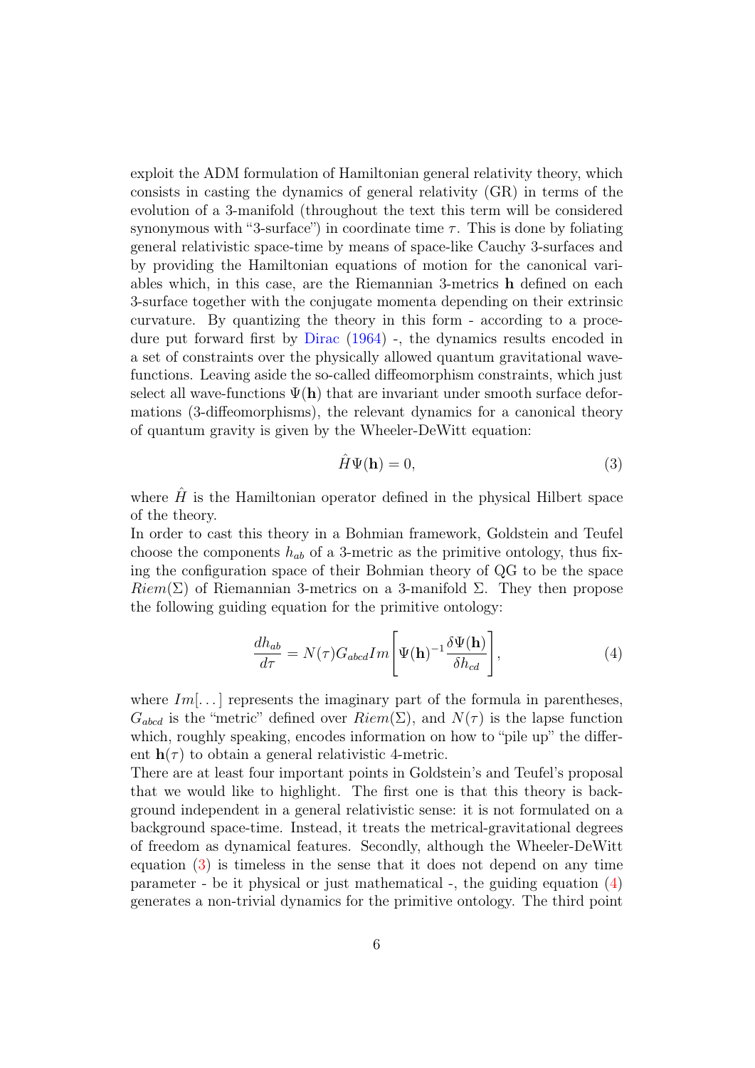exploit the ADM formulation of Hamiltonian general relativity theory, which consists in casting the dynamics of general relativity (GR) in terms of the evolution of a 3-manifold (throughout the text this term will be considered synonymous with "3-surface") in coordinate time $\tau$. This is done by foliating general relativistic space-time by means of space-like Cauchy 3-surfaces and by providing the Hamiltonian equations of motion for the canonical variables which, in this case, are the Riemannian 3-metrics $\mathbf{h}$ defined on each 3-surface together with the conjugate momenta depending on their extrinsic curvature. By quantizing the theory in this form - according to a procedure put forward first by Dirac (1964) -, the dynamics results encoded in a set of constraints over the physically allowed quantum gravitational wave-functions. Leaving aside the so-called diffeomorphism constraints, which just select all wave-functions $\Psi(\mathbf{h})$ that are invariant under smooth surface deformations (3-diffeomorphisms), the relevant dynamics for a canonical theory of quantum gravity is given by the Wheeler-DeWitt equation:

$$\hat{H}\Psi(\mathbf{h}) = 0, \tag{3}$$

where $\hat{H}$ is the Hamiltonian operator defined in the physical Hilbert space of the theory.
In order to cast this theory in a Bohmian framework, Goldstein and Teufel choose the components $h_{ab}$ of a 3-metric as the primitive ontology, thus fixing the configuration space of their Bohmian theory of QG to be the space $Riem(\Sigma)$ of Riemannian 3-metrics on a 3-manifold $\Sigma$. They then propose the following guiding equation for the primitive ontology:

$$\frac{dh_{ab}}{d\tau} = N(\tau) G_{abcd} Im\left[\Psi(\mathbf{h})^{-1}\frac{\delta\Psi(\mathbf{h})}{\delta h_{cd}}\right], \tag{4}$$

where $Im[\dots]$ represents the imaginary part of the formula in parentheses, $G_{abcd}$ is the "metric" defined over $Riem(\Sigma)$, and $N(\tau)$ is the lapse function which, roughly speaking, encodes information on how to "pile up" the different $\mathbf{h}(\tau)$ to obtain a general relativistic 4-metric.
There are at least four important points in Goldstein's and Teufel's proposal that we would like to highlight. The first one is that this theory is background independent in a general relativistic sense: it is not formulated on a background space-time. Instead, it treats the metrical-gravitational degrees of freedom as dynamical features. Secondly, although the Wheeler-DeWitt equation (3) is timeless in the sense that it does not depend on any time parameter - be it physical or just mathematical -, the guiding equation (4) generates a non-trivial dynamics for the primitive ontology. The third point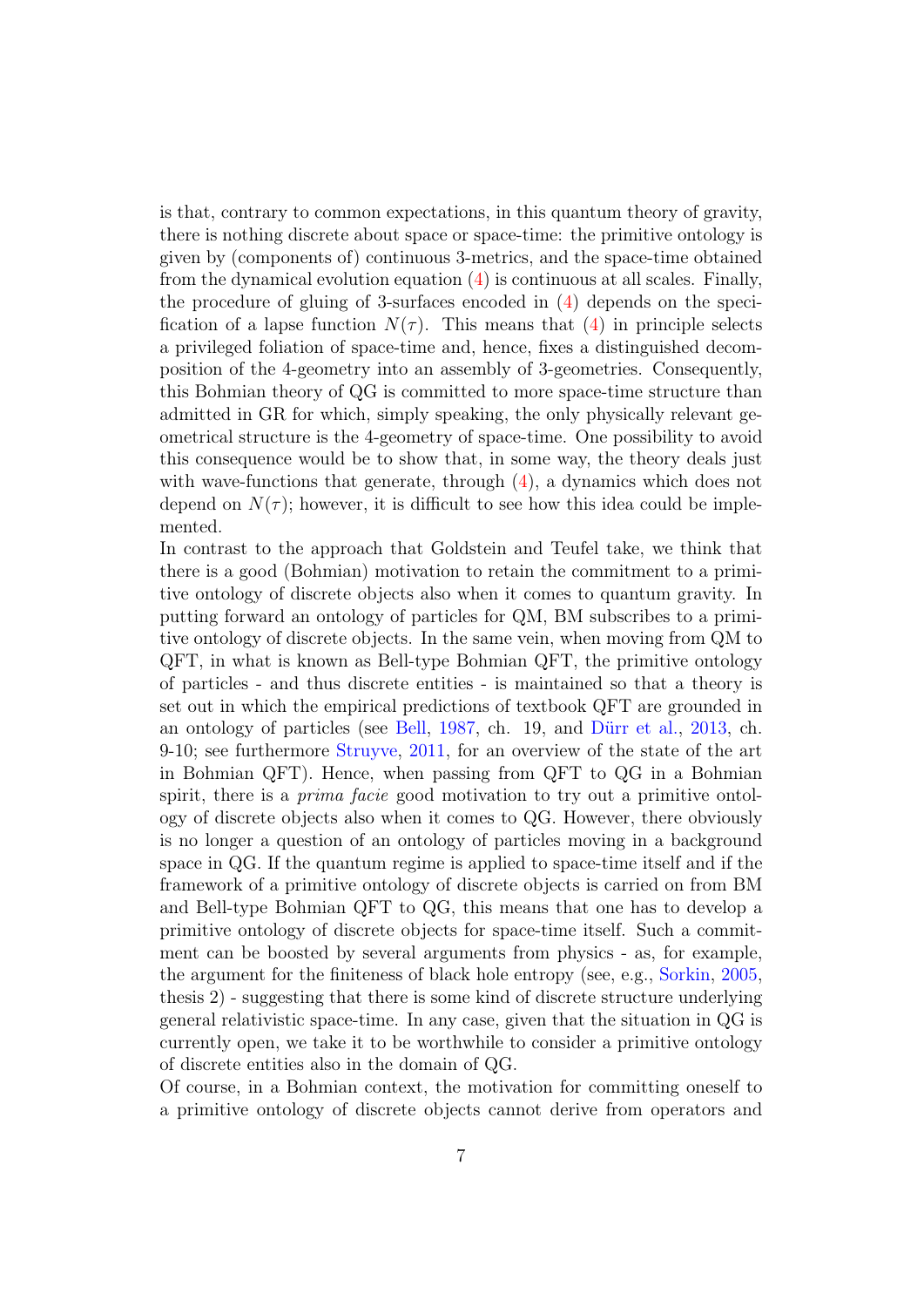is that, contrary to common expectations, in this quantum theory of gravity, there is nothing discrete about space or space-time: the primitive ontology is given by (components of) continuous 3-metrics, and the space-time obtained from the dynamical evolution equation (4) is continuous at all scales. Finally, the procedure of gluing of 3-surfaces encoded in (4) depends on the specification of a lapse function $N(\tau)$. This means that (4) in principle selects a privileged foliation of space-time and, hence, fixes a distinguished decomposition of the 4-geometry into an assembly of 3-geometries. Consequently, this Bohmian theory of QG is committed to more space-time structure than admitted in GR for which, simply speaking, the only physically relevant geometrical structure is the 4-geometry of space-time. One possibility to avoid this consequence would be to show that, in some way, the theory deals just with wave-functions that generate, through (4), a dynamics which does not depend on $N(\tau)$; however, it is difficult to see how this idea could be implemented.

In contrast to the approach that Goldstein and Teufel take, we think that there is a good (Bohmian) motivation to retain the commitment to a primitive ontology of discrete objects also when it comes to quantum gravity. In putting forward an ontology of particles for QM, BM subscribes to a primitive ontology of discrete objects. In the same vein, when moving from QM to QFT, in what is known as Bell-type Bohmian QFT, the primitive ontology of particles - and thus discrete entities - is maintained so that a theory is set out in which the empirical predictions of textbook QFT are grounded in an ontology of particles (see Bell, 1987, ch. 19, and Dürr et al., 2013, ch. 9-10; see furthermore Struyve, 2011, for an overview of the state of the art in Bohmian QFT). Hence, when passing from QFT to QG in a Bohmian spirit, there is a *prima facie* good motivation to try out a primitive ontology of discrete objects also when it comes to QG. However, there obviously is no longer a question of an ontology of particles moving in a background space in QG. If the quantum regime is applied to space-time itself and if the framework of a primitive ontology of discrete objects is carried on from BM and Bell-type Bohmian QFT to QG, this means that one has to develop a primitive ontology of discrete objects for space-time itself. Such a commitment can be boosted by several arguments from physics - as, for example, the argument for the finiteness of black hole entropy (see, e.g., Sorkin, 2005, thesis 2) - suggesting that there is some kind of discrete structure underlying general relativistic space-time. In any case, given that the situation in QG is currently open, we take it to be worthwhile to consider a primitive ontology of discrete entities also in the domain of QG.

Of course, in a Bohmian context, the motivation for committing oneself to a primitive ontology of discrete objects cannot derive from operators and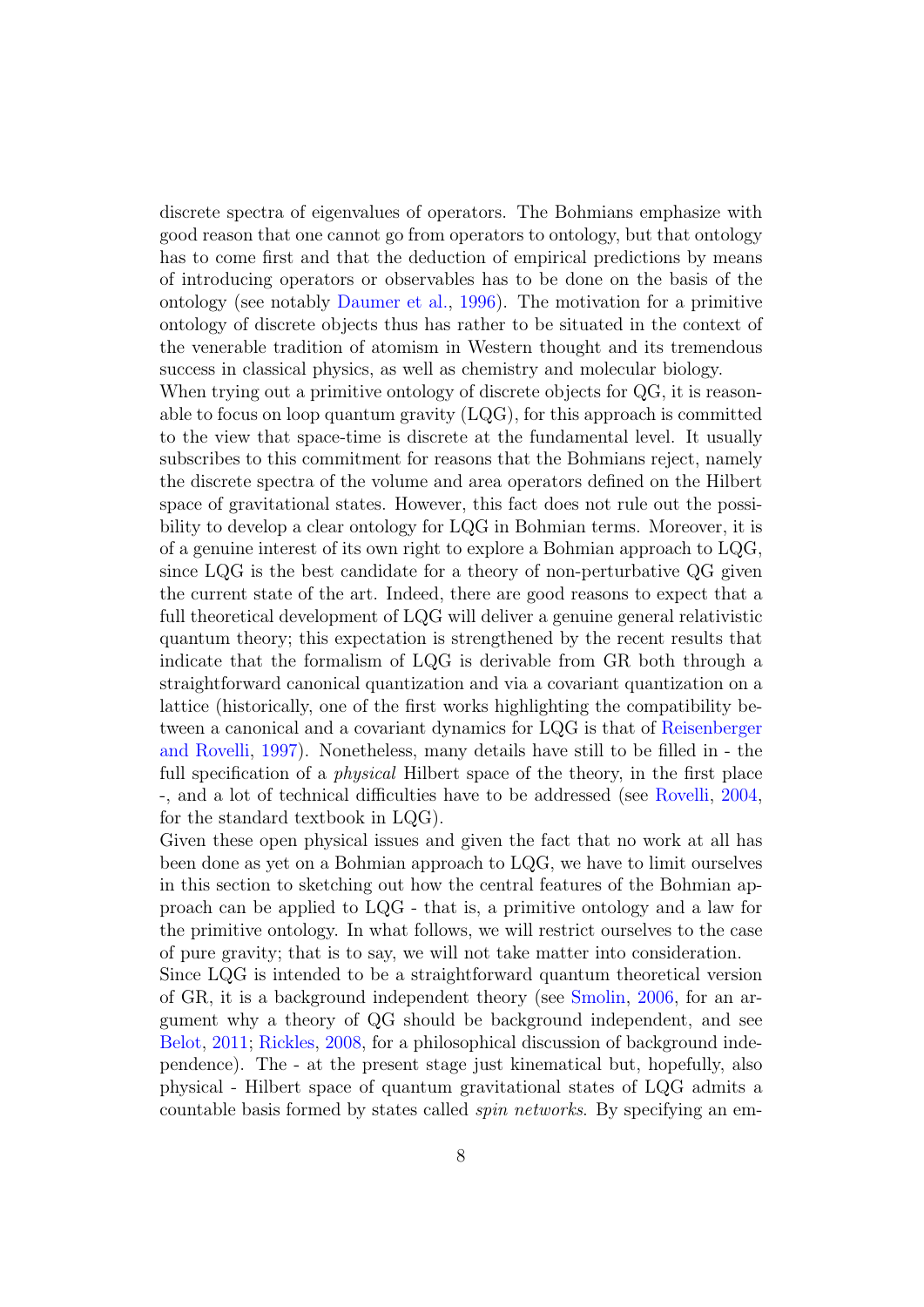discrete spectra of eigenvalues of operators. The Bohmians emphasize with good reason that one cannot go from operators to ontology, but that ontology has to come first and that the deduction of empirical predictions by means of introducing operators or observables has to be done on the basis of the ontology (see notably Daumer et al., 1996). The motivation for a primitive ontology of discrete objects thus has rather to be situated in the context of the venerable tradition of atomism in Western thought and its tremendous success in classical physics, as well as chemistry and molecular biology.

When trying out a primitive ontology of discrete objects for QG, it is reasonable to focus on loop quantum gravity (LQG), for this approach is committed to the view that space-time is discrete at the fundamental level. It usually subscribes to this commitment for reasons that the Bohmians reject, namely the discrete spectra of the volume and area operators defined on the Hilbert space of gravitational states. However, this fact does not rule out the possibility to develop a clear ontology for LQG in Bohmian terms. Moreover, it is of a genuine interest of its own right to explore a Bohmian approach to LQG, since LQG is the best candidate for a theory of non-perturbative QG given the current state of the art. Indeed, there are good reasons to expect that a full theoretical development of LQG will deliver a genuine general relativistic quantum theory; this expectation is strengthened by the recent results that indicate that the formalism of LQG is derivable from GR both through a straightforward canonical quantization and via a covariant quantization on a lattice (historically, one of the first works highlighting the compatibility between a canonical and a covariant dynamics for LQG is that of Reisenberger and Rovelli, 1997). Nonetheless, many details have still to be filled in - the full specification of a *physical* Hilbert space of the theory, in the first place -, and a lot of technical difficulties have to be addressed (see Rovelli, 2004, for the standard textbook in LQG).

Given these open physical issues and given the fact that no work at all has been done as yet on a Bohmian approach to LQG, we have to limit ourselves in this section to sketching out how the central features of the Bohmian approach can be applied to LQG - that is, a primitive ontology and a law for the primitive ontology. In what follows, we will restrict ourselves to the case of pure gravity; that is to say, we will not take matter into consideration.

Since LQG is intended to be a straightforward quantum theoretical version of GR, it is a background independent theory (see Smolin, 2006, for an argument why a theory of QG should be background independent, and see Belot, 2011; Rickles, 2008, for a philosophical discussion of background independence). The - at the present stage just kinematical but, hopefully, also physical - Hilbert space of quantum gravitational states of LQG admits a countable basis formed by states called *spin networks*. By specifying an em-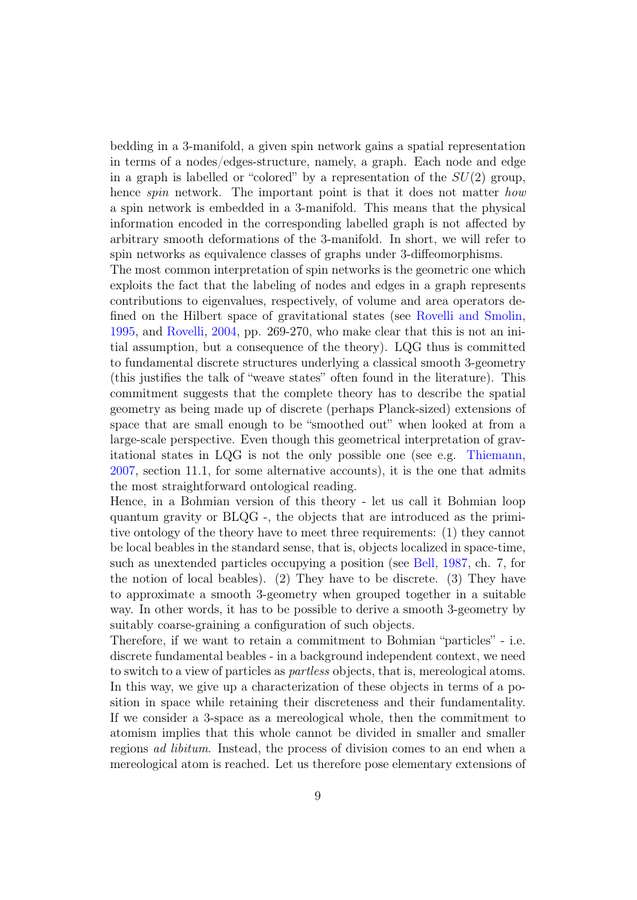bedding in a 3-manifold, a given spin network gains a spatial representation in terms of a nodes/edges-structure, namely, a graph. Each node and edge in a graph is labelled or "colored" by a representation of the $SU(2)$ group, hence *spin* network. The important point is that it does not matter *how* a spin network is embedded in a 3-manifold. This means that the physical information encoded in the corresponding labelled graph is not affected by arbitrary smooth deformations of the 3-manifold. In short, we will refer to spin networks as equivalence classes of graphs under 3-diffeomorphisms.

The most common interpretation of spin networks is the geometric one which exploits the fact that the labeling of nodes and edges in a graph represents contributions to eigenvalues, respectively, of volume and area operators defined on the Hilbert space of gravitational states (see Rovelli and Smolin, 1995, and Rovelli, 2004, pp. 269-270, who make clear that this is not an initial assumption, but a consequence of the theory). LQG thus is committed to fundamental discrete structures underlying a classical smooth 3-geometry (this justifies the talk of "weave states" often found in the literature). This commitment suggests that the complete theory has to describe the spatial geometry as being made up of discrete (perhaps Planck-sized) extensions of space that are small enough to be "smoothed out" when looked at from a large-scale perspective. Even though this geometrical interpretation of gravitational states in LQG is not the only possible one (see e.g. Thiemann, 2007, section 11.1, for some alternative accounts), it is the one that admits the most straightforward ontological reading.

Hence, in a Bohmian version of this theory - let us call it Bohmian loop quantum gravity or BLQG -, the objects that are introduced as the primitive ontology of the theory have to meet three requirements: (1) they cannot be local beables in the standard sense, that is, objects localized in space-time, such as unextended particles occupying a position (see Bell, 1987, ch. 7, for the notion of local beables). (2) They have to be discrete. (3) They have to approximate a smooth 3-geometry when grouped together in a suitable way. In other words, it has to be possible to derive a smooth 3-geometry by suitably coarse-graining a configuration of such objects.

Therefore, if we want to retain a commitment to Bohmian "particles" - i.e. discrete fundamental beables - in a background independent context, we need to switch to a view of particles as *partless* objects, that is, mereological atoms. In this way, we give up a characterization of these objects in terms of a position in space while retaining their discreteness and their fundamentality. If we consider a 3-space as a mereological whole, then the commitment to atomism implies that this whole cannot be divided in smaller and smaller regions *ad libitum*. Instead, the process of division comes to an end when a mereological atom is reached. Let us therefore pose elementary extensions of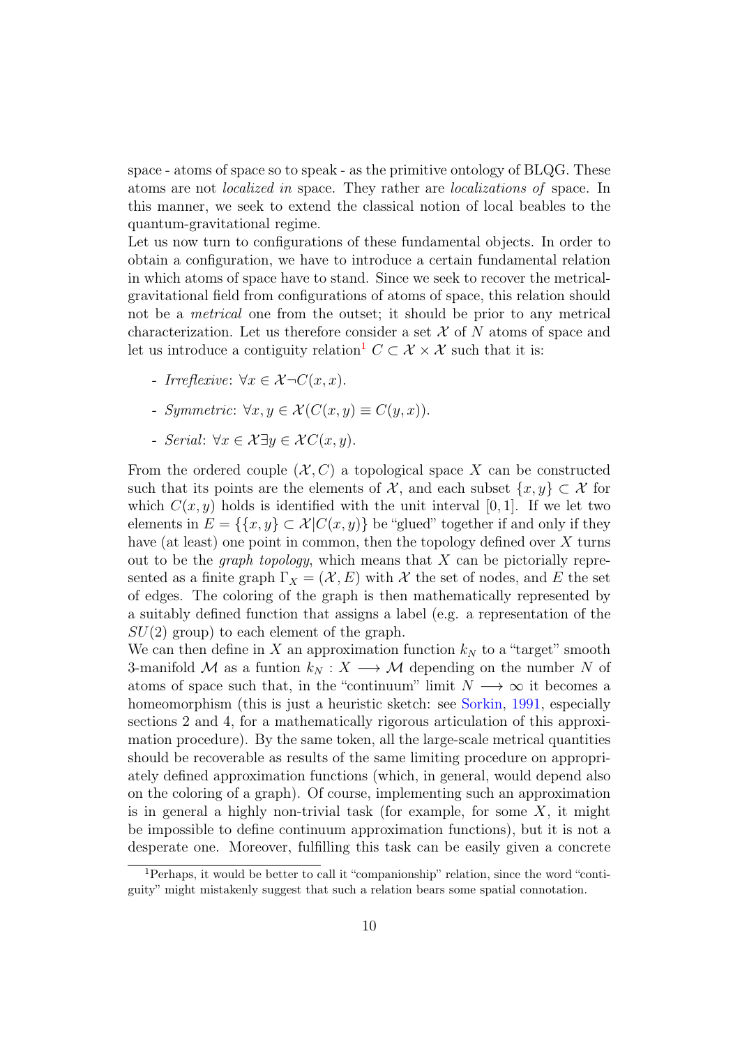space - atoms of space so to speak - as the primitive ontology of BLQG. These atoms are not *localized in* space. They rather are *localizations of* space. In this manner, we seek to extend the classical notion of local beables to the quantum-gravitational regime.

Let us now turn to configurations of these fundamental objects. In order to obtain a configuration, we have to introduce a certain fundamental relation in which atoms of space have to stand. Since we seek to recover the metrical-gravitational field from configurations of atoms of space, this relation should not be a *metrical* one from the outset; it should be prior to any metrical characterization. Let us therefore consider a set $\mathcal{X}$ of $N$ atoms of space and let us introduce a contiguity relation[1] $C \subset \mathcal{X} \times \mathcal{X}$ such that it is:

- *Irreflexive*: $\forall x \in \mathcal{X} \neg C(x, x)$.
- *Symmetric*: $\forall x, y \in \mathcal{X}(C(x, y) \equiv C(y, x))$.
- *Serial*: $\forall x \in \mathcal{X} \exists y \in \mathcal{X} C(x, y)$.

From the ordered couple $(\mathcal{X}, C)$ a topological space $X$ can be constructed such that its points are the elements of $\mathcal{X}$, and each subset $\{x, y\} \subset \mathcal{X}$ for which $C(x, y)$ holds is identified with the unit interval $[0, 1]$. If we let two elements in $E = \{\{x, y\} \subset \mathcal{X} | C(x, y)\}$ be "glued" together if and only if they have (at least) one point in common, then the topology defined over $X$ turns out to be the *graph topology*, which means that $X$ can be pictorially represented as a finite graph $\Gamma_X = (\mathcal{X}, E)$ with $\mathcal{X}$ the set of nodes, and $E$ the set of edges. The coloring of the graph is then mathematically represented by a suitably defined function that assigns a label (e.g. a representation of the $SU(2)$ group) to each element of the graph.

We can then define in $X$ an approximation function $k_N$ to a "target" smooth 3-manifold $\mathcal{M}$ as a funtion $k_N : X \longrightarrow \mathcal{M}$ depending on the number $N$ of atoms of space such that, in the "continuum" limit $N \longrightarrow \infty$ it becomes a homeomorphism (this is just a heuristic sketch: see Sorkin, 1991, especially sections 2 and 4, for a mathematically rigorous articulation of this approximation procedure). By the same token, all the large-scale metrical quantities should be recoverable as results of the same limiting procedure on appropriately defined approximation functions (which, in general, would depend also on the coloring of a graph). Of course, implementing such an approximation is in general a highly non-trivial task (for example, for some $X$, it might be impossible to define continuum approximation functions), but it is not a desperate one. Moreover, fulfilling this task can be easily given a concrete

[1] Perhaps, it would be better to call it "companionship" relation, since the word "contiguity" might mistakenly suggest that such a relation bears some spatial connotation.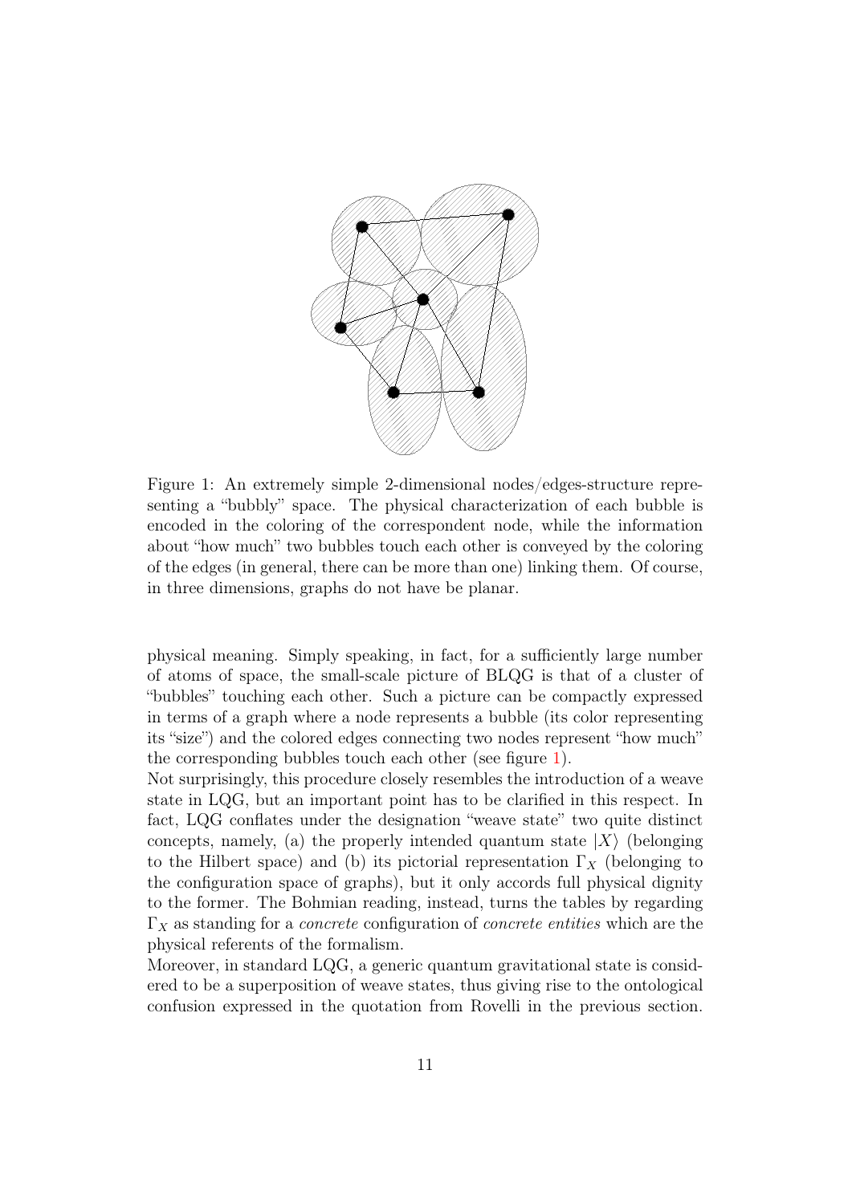Figure 1: An extremely simple 2-dimensional nodes/edges-structure representing a "bubbly" space. The physical characterization of each bubble is encoded in the coloring of the correspondent node, while the information about "how much" two bubbles touch each other is conveyed by the coloring of the edges (in general, there can be more than one) linking them. Of course, in three dimensions, graphs do not have be planar.

physical meaning. Simply speaking, in fact, for a sufficiently large number of atoms of space, the small-scale picture of BLQG is that of a cluster of "bubbles" touching each other. Such a picture can be compactly expressed in terms of a graph where a node represents a bubble (its color representing its "size") and the colored edges connecting two nodes represent "how much" the corresponding bubbles touch each other (see figure 1).

Not surprisingly, this procedure closely resembles the introduction of a weave state in LQG, but an important point has to be clarified in this respect. In fact, LQG conflates under the designation "weave state" two quite distinct concepts, namely, (a) the properly intended quantum state $|X\rangle$ (belonging to the Hilbert space) and (b) its pictorial representation $\Gamma_X$ (belonging to the configuration space of graphs), but it only accords full physical dignity to the former. The Bohmian reading, instead, turns the tables by regarding $\Gamma_X$ as standing for a *concrete* configuration of *concrete entities* which are the physical referents of the formalism.

Moreover, in standard LQG, a generic quantum gravitational state is considered to be a superposition of weave states, thus giving rise to the ontological confusion expressed in the quotation from Rovelli in the previous section.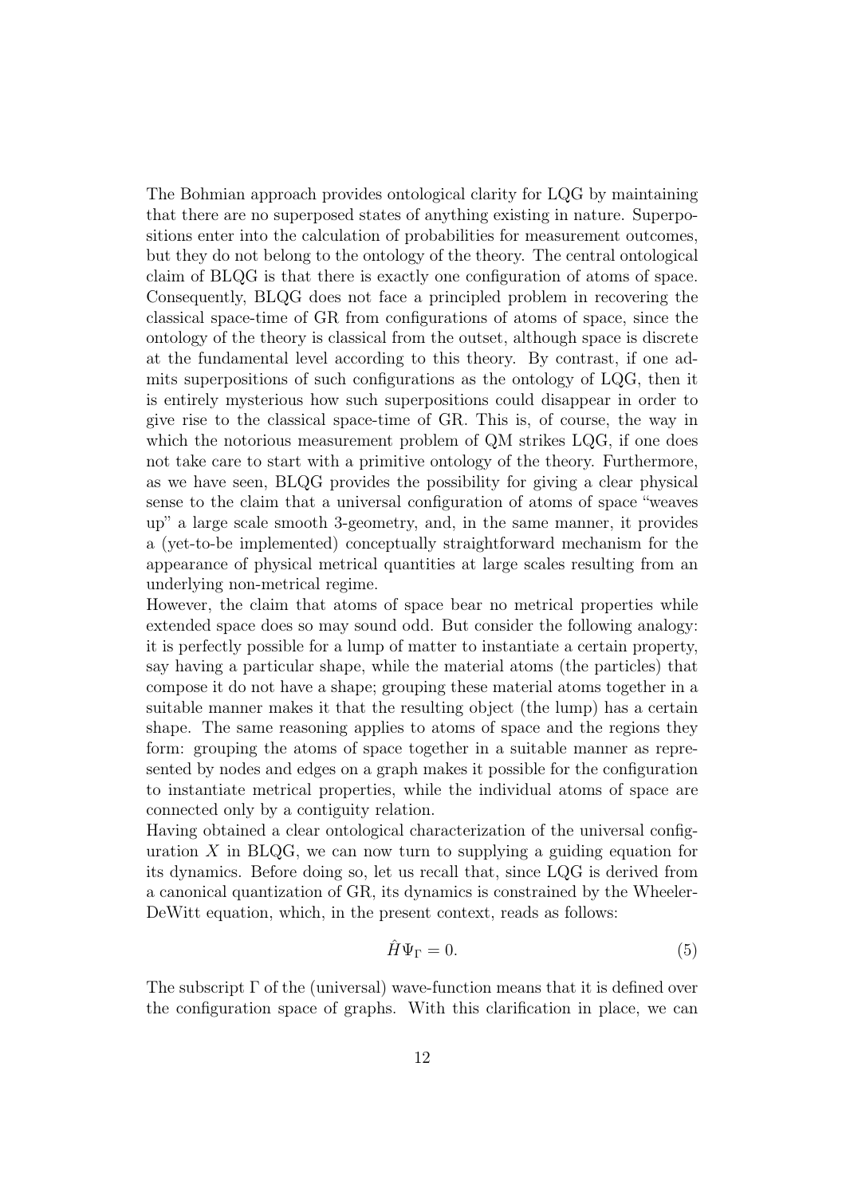The Bohmian approach provides ontological clarity for LQG by maintaining that there are no superposed states of anything existing in nature. Superpositions enter into the calculation of probabilities for measurement outcomes, but they do not belong to the ontology of the theory. The central ontological claim of BLQG is that there is exactly one configuration of atoms of space. Consequently, BLQG does not face a principled problem in recovering the classical space-time of GR from configurations of atoms of space, since the ontology of the theory is classical from the outset, although space is discrete at the fundamental level according to this theory. By contrast, if one admits superpositions of such configurations as the ontology of LQG, then it is entirely mysterious how such superpositions could disappear in order to give rise to the classical space-time of GR. This is, of course, the way in which the notorious measurement problem of QM strikes LQG, if one does not take care to start with a primitive ontology of the theory. Furthermore, as we have seen, BLQG provides the possibility for giving a clear physical sense to the claim that a universal configuration of atoms of space "weaves up" a large scale smooth 3-geometry, and, in the same manner, it provides a (yet-to-be implemented) conceptually straightforward mechanism for the appearance of physical metrical quantities at large scales resulting from an underlying non-metrical regime.

However, the claim that atoms of space bear no metrical properties while extended space does so may sound odd. But consider the following analogy: it is perfectly possible for a lump of matter to instantiate a certain property, say having a particular shape, while the material atoms (the particles) that compose it do not have a shape; grouping these material atoms together in a suitable manner makes it that the resulting object (the lump) has a certain shape. The same reasoning applies to atoms of space and the regions they form: grouping the atoms of space together in a suitable manner as represented by nodes and edges on a graph makes it possible for the configuration to instantiate metrical properties, while the individual atoms of space are connected only by a contiguity relation.

Having obtained a clear ontological characterization of the universal configuration $X$ in BLQG, we can now turn to supplying a guiding equation for its dynamics. Before doing so, let us recall that, since LQG is derived from a canonical quantization of GR, its dynamics is constrained by the Wheeler-DeWitt equation, which, in the present context, reads as follows:

$$\hat{H}\Psi_{\Gamma} = 0. \tag{5}$$

The subscript $\Gamma$ of the (universal) wave-function means that it is defined over the configuration space of graphs. With this clarification in place, we can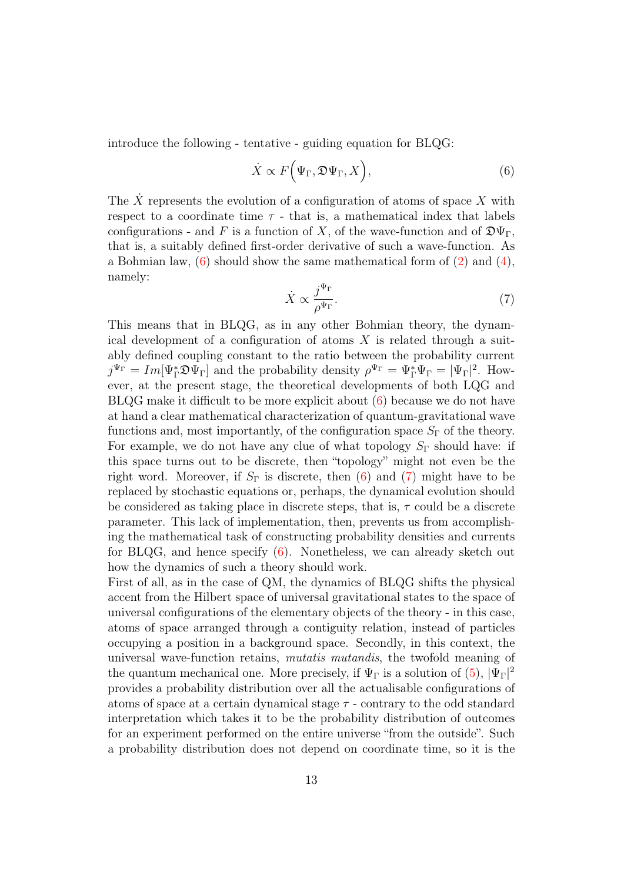introduce the following - tentative - guiding equation for BLQG:

$$\dot{X} \propto F\Big(\Psi_\Gamma, \mathfrak{D}\Psi_\Gamma, X\Big), \tag{6}$$

The $\dot{X}$ represents the evolution of a configuration of atoms of space $X$ with respect to a coordinate time $\tau$ - that is, a mathematical index that labels configurations - and $F$ is a function of $X$, of the wave-function and of $\mathfrak{D}\Psi_\Gamma$, that is, a suitably defined first-order derivative of such a wave-function. As a Bohmian law, (6) should show the same mathematical form of (2) and (4), namely:

$$\dot{X} \propto \frac{j^{\Psi_\Gamma}}{\rho^{\Psi_\Gamma}}. \tag{7}$$

This means that in BLQG, as in any other Bohmian theory, the dynamical development of a configuration of atoms $X$ is related through a suitably defined coupling constant to the ratio between the probability current $j^{\Psi_\Gamma} = Im[\Psi_\Gamma^* \mathfrak{D}\Psi_\Gamma]$ and the probability density $\rho^{\Psi_\Gamma} = \Psi_\Gamma^*\Psi_\Gamma = |\Psi_\Gamma|^2$. However, at the present stage, the theoretical developments of both LQG and BLQG make it difficult to be more explicit about (6) because we do not have at hand a clear mathematical characterization of quantum-gravitational wave functions and, most importantly, of the configuration space $S_\Gamma$ of the theory. For example, we do not have any clue of what topology $S_\Gamma$ should have: if this space turns out to be discrete, then "topology" might not even be the right word. Moreover, if $S_\Gamma$ is discrete, then (6) and (7) might have to be replaced by stochastic equations or, perhaps, the dynamical evolution should be considered as taking place in discrete steps, that is, $\tau$ could be a discrete parameter. This lack of implementation, then, prevents us from accomplishing the mathematical task of constructing probability densities and currents for BLQG, and hence specify (6). Nonetheless, we can already sketch out how the dynamics of such a theory should work.

First of all, as in the case of QM, the dynamics of BLQG shifts the physical accent from the Hilbert space of universal gravitational states to the space of universal configurations of the elementary objects of the theory - in this case, atoms of space arranged through a contiguity relation, instead of particles occupying a position in a background space. Secondly, in this context, the universal wave-function retains, *mutatis mutandis*, the twofold meaning of the quantum mechanical one. More precisely, if $\Psi_\Gamma$ is a solution of (5), $|\Psi_\Gamma|^2$ provides a probability distribution over all the actualisable configurations of atoms of space at a certain dynamical stage $\tau$ - contrary to the odd standard interpretation which takes it to be the probability distribution of outcomes for an experiment performed on the entire universe "from the outside". Such a probability distribution does not depend on coordinate time, so it is the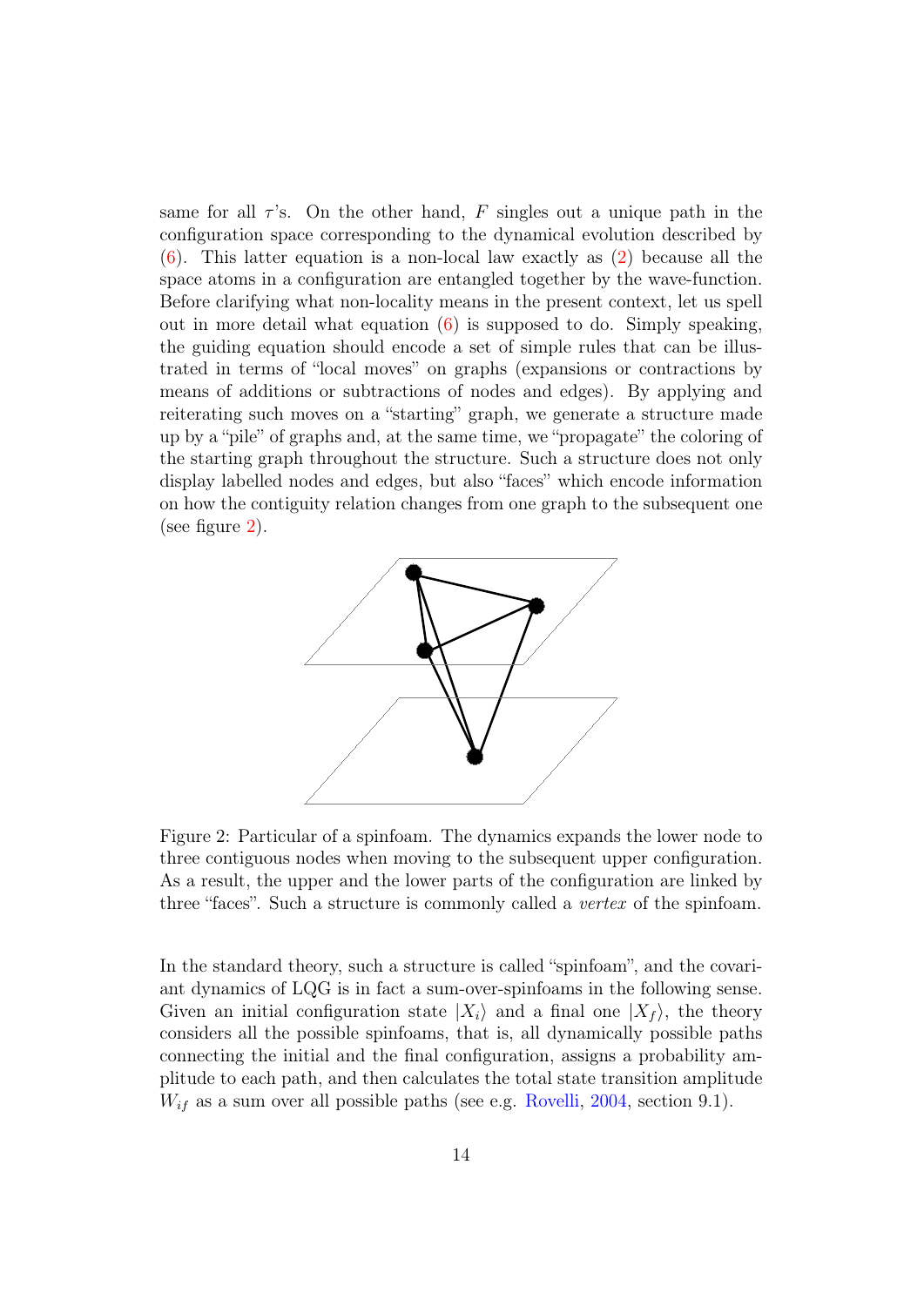same for all $\tau$'s. On the other hand, $F$ singles out a unique path in the configuration space corresponding to the dynamical evolution described by (6). This latter equation is a non-local law exactly as (2) because all the space atoms in a configuration are entangled together by the wave-function. Before clarifying what non-locality means in the present context, let us spell out in more detail what equation (6) is supposed to do. Simply speaking, the guiding equation should encode a set of simple rules that can be illustrated in terms of "local moves" on graphs (expansions or contractions by means of additions or subtractions of nodes and edges). By applying and reiterating such moves on a "starting" graph, we generate a structure made up by a "pile" of graphs and, at the same time, we "propagate" the coloring of the starting graph throughout the structure. Such a structure does not only display labelled nodes and edges, but also "faces" which encode information on how the contiguity relation changes from one graph to the subsequent one (see figure 2).

Figure 2: Particular of a spinfoam. The dynamics expands the lower node to three contiguous nodes when moving to the subsequent upper configuration. As a result, the upper and the lower parts of the configuration are linked by three "faces". Such a structure is commonly called a *vertex* of the spinfoam.

In the standard theory, such a structure is called "spinfoam", and the covariant dynamics of LQG is in fact a sum-over-spinfoams in the following sense. Given an initial configuration state $|X_i\rangle$ and a final one $|X_f\rangle$, the theory considers all the possible spinfoams, that is, all dynamically possible paths connecting the initial and the final configuration, assigns a probability amplitude to each path, and then calculates the total state transition amplitude $W_{if}$ as a sum over all possible paths (see e.g. Rovelli, 2004, section 9.1).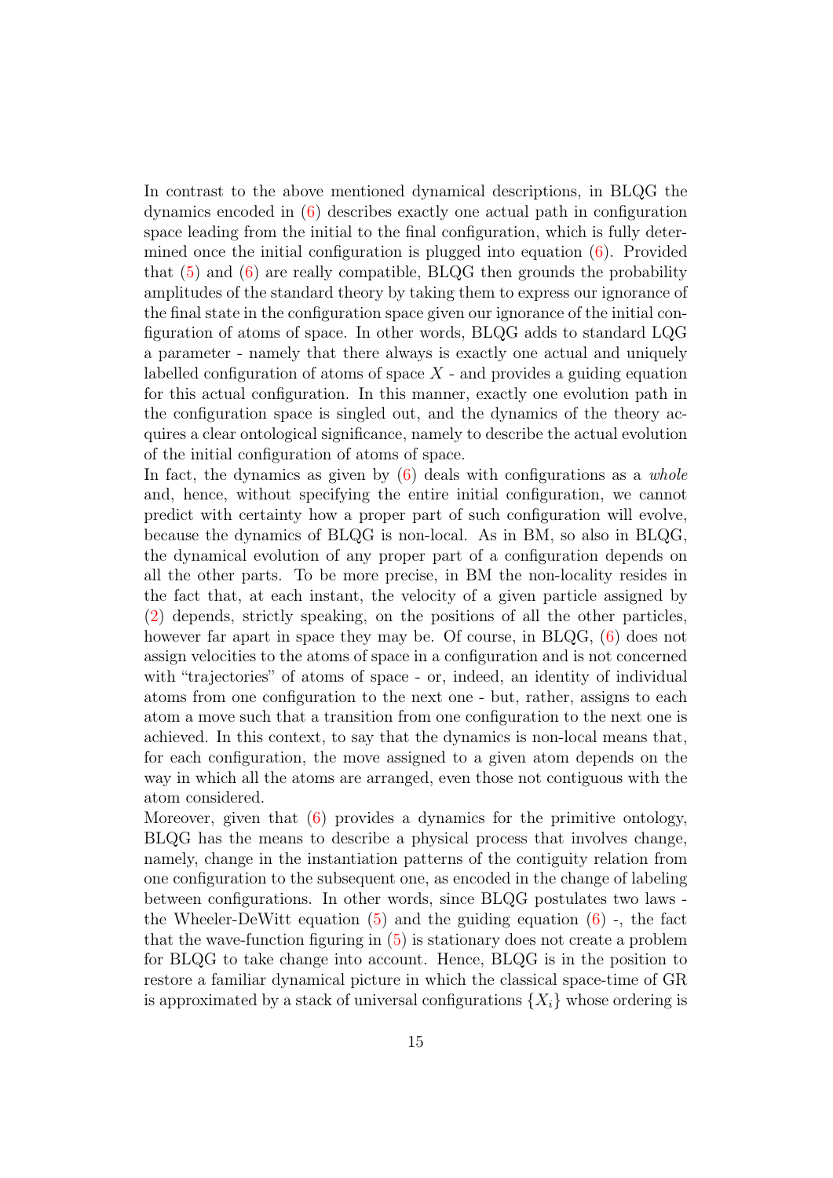In contrast to the above mentioned dynamical descriptions, in BLQG the dynamics encoded in (6) describes exactly one actual path in configuration space leading from the initial to the final configuration, which is fully determined once the initial configuration is plugged into equation (6). Provided that (5) and (6) are really compatible, BLQG then grounds the probability amplitudes of the standard theory by taking them to express our ignorance of the final state in the configuration space given our ignorance of the initial configuration of atoms of space. In other words, BLQG adds to standard LQG a parameter - namely that there always is exactly one actual and uniquely labelled configuration of atoms of space $X$ - and provides a guiding equation for this actual configuration. In this manner, exactly one evolution path in the configuration space is singled out, and the dynamics of the theory acquires a clear ontological significance, namely to describe the actual evolution of the initial configuration of atoms of space.

In fact, the dynamics as given by (6) deals with configurations as a *whole* and, hence, without specifying the entire initial configuration, we cannot predict with certainty how a proper part of such configuration will evolve, because the dynamics of BLQG is non-local. As in BM, so also in BLQG, the dynamical evolution of any proper part of a configuration depends on all the other parts. To be more precise, in BM the non-locality resides in the fact that, at each instant, the velocity of a given particle assigned by (2) depends, strictly speaking, on the positions of all the other particles, however far apart in space they may be. Of course, in BLQG, (6) does not assign velocities to the atoms of space in a configuration and is not concerned with "trajectories" of atoms of space - or, indeed, an identity of individual atoms from one configuration to the next one - but, rather, assigns to each atom a move such that a transition from one configuration to the next one is achieved. In this context, to say that the dynamics is non-local means that, for each configuration, the move assigned to a given atom depends on the way in which all the atoms are arranged, even those not contiguous with the atom considered.

Moreover, given that (6) provides a dynamics for the primitive ontology, BLQG has the means to describe a physical process that involves change, namely, change in the instantiation patterns of the contiguity relation from one configuration to the subsequent one, as encoded in the change of labeling between configurations. In other words, since BLQG postulates two laws - the Wheeler-DeWitt equation (5) and the guiding equation (6) -, the fact that the wave-function figuring in (5) is stationary does not create a problem for BLQG to take change into account. Hence, BLQG is in the position to restore a familiar dynamical picture in which the classical space-time of GR is approximated by a stack of universal configurations $\{X_i\}$ whose ordering is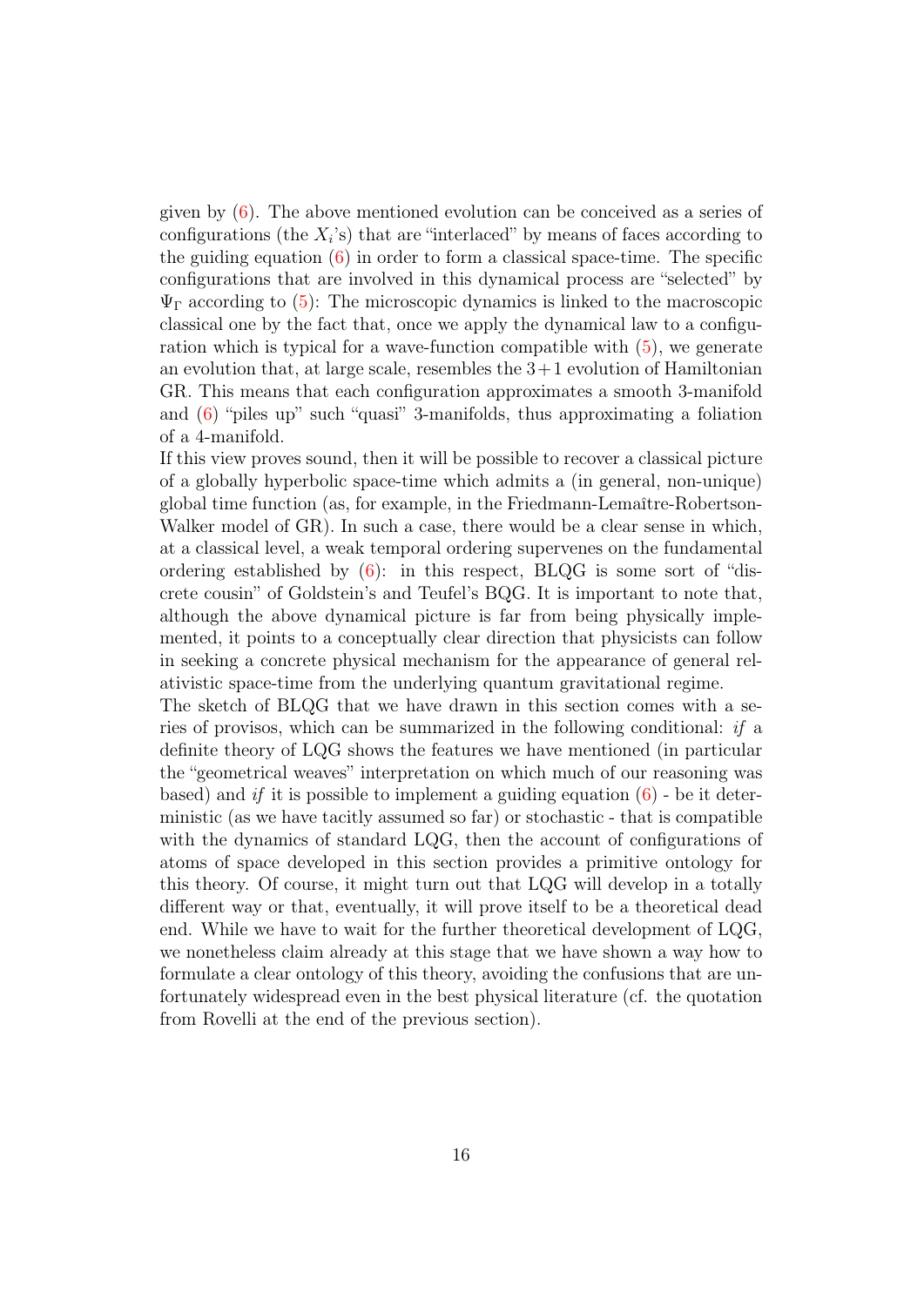given by (6). The above mentioned evolution can be conceived as a series of configurations (the $X_i$'s) that are "interlaced" by means of faces according to the guiding equation (6) in order to form a classical space-time. The specific configurations that are involved in this dynamical process are "selected" by $\Psi_\Gamma$ according to (5): The microscopic dynamics is linked to the macroscopic classical one by the fact that, once we apply the dynamical law to a configuration which is typical for a wave-function compatible with (5), we generate an evolution that, at large scale, resembles the $3+1$ evolution of Hamiltonian GR. This means that each configuration approximates a smooth 3-manifold and (6) "piles up" such "quasi" 3-manifolds, thus approximating a foliation of a 4-manifold.

If this view proves sound, then it will be possible to recover a classical picture of a globally hyperbolic space-time which admits a (in general, non-unique) global time function (as, for example, in the Friedmann-Lemaître-Robertson-Walker model of GR). In such a case, there would be a clear sense in which, at a classical level, a weak temporal ordering supervenes on the fundamental ordering established by (6): in this respect, BLQG is some sort of "discrete cousin" of Goldstein's and Teufel's BQG. It is important to note that, although the above dynamical picture is far from being physically implemented, it points to a conceptually clear direction that physicists can follow in seeking a concrete physical mechanism for the appearance of general relativistic space-time from the underlying quantum gravitational regime.

The sketch of BLQG that we have drawn in this section comes with a series of provisos, which can be summarized in the following conditional: *if* a definite theory of LQG shows the features we have mentioned (in particular the "geometrical weaves" interpretation on which much of our reasoning was based) and *if* it is possible to implement a guiding equation (6) - be it deterministic (as we have tacitly assumed so far) or stochastic - that is compatible with the dynamics of standard LQG, then the account of configurations of atoms of space developed in this section provides a primitive ontology for this theory. Of course, it might turn out that LQG will develop in a totally different way or that, eventually, it will prove itself to be a theoretical dead end. While we have to wait for the further theoretical development of LQG, we nonetheless claim already at this stage that we have shown a way how to formulate a clear ontology of this theory, avoiding the confusions that are unfortunately widespread even in the best physical literature (cf. the quotation from Rovelli at the end of the previous section).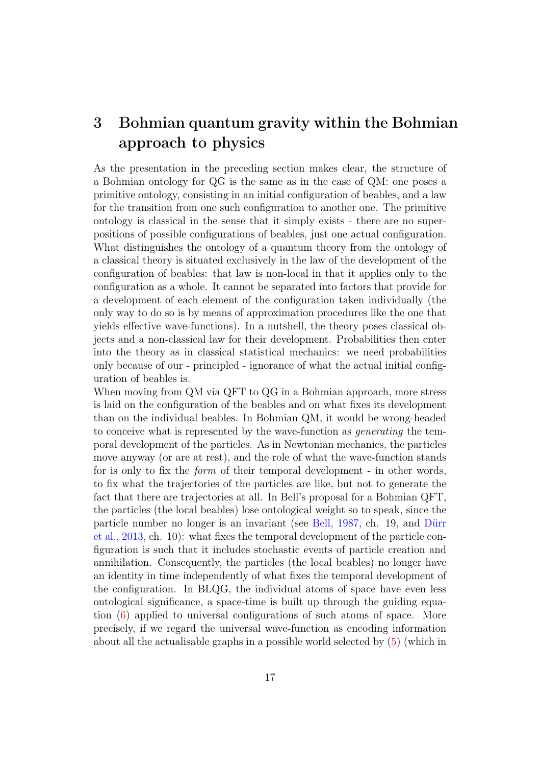# 3 Bohmian quantum gravity within the Bohmian approach to physics

As the presentation in the preceding section makes clear, the structure of a Bohmian ontology for QG is the same as in the case of QM: one poses a primitive ontology, consisting in an initial configuration of beables, and a law for the transition from one such configuration to another one. The primitive ontology is classical in the sense that it simply exists - there are no superpositions of possible configurations of beables, just one actual configuration. What distinguishes the ontology of a quantum theory from the ontology of a classical theory is situated exclusively in the law of the development of the configuration of beables: that law is non-local in that it applies only to the configuration as a whole. It cannot be separated into factors that provide for a development of each element of the configuration taken individually (the only way to do so is by means of approximation procedures like the one that yields effective wave-functions). In a nutshell, the theory poses classical objects and a non-classical law for their development. Probabilities then enter into the theory as in classical statistical mechanics: we need probabilities only because of our - principled - ignorance of what the actual initial configuration of beables is.

When moving from QM via QFT to QG in a Bohmian approach, more stress is laid on the configuration of the beables and on what fixes its development than on the individual beables. In Bohmian QM, it would be wrong-headed to conceive what is represented by the wave-function as *generating* the temporal development of the particles. As in Newtonian mechanics, the particles move anyway (or are at rest), and the role of what the wave-function stands for is only to fix the *form* of their temporal development - in other words, to fix what the trajectories of the particles are like, but not to generate the fact that there are trajectories at all. In Bell's proposal for a Bohmian QFT, the particles (the local beables) lose ontological weight so to speak, since the particle number no longer is an invariant (see Bell, 1987, ch. 19, and Dürr et al., 2013, ch. 10): what fixes the temporal development of the particle configuration is such that it includes stochastic events of particle creation and annihilation. Consequently, the particles (the local beables) no longer have an identity in time independently of what fixes the temporal development of the configuration. In BLQG, the individual atoms of space have even less ontological significance, a space-time is built up through the guiding equation (6) applied to universal configurations of such atoms of space. More precisely, if we regard the universal wave-function as encoding information about all the actualisable graphs in a possible world selected by (5) (which in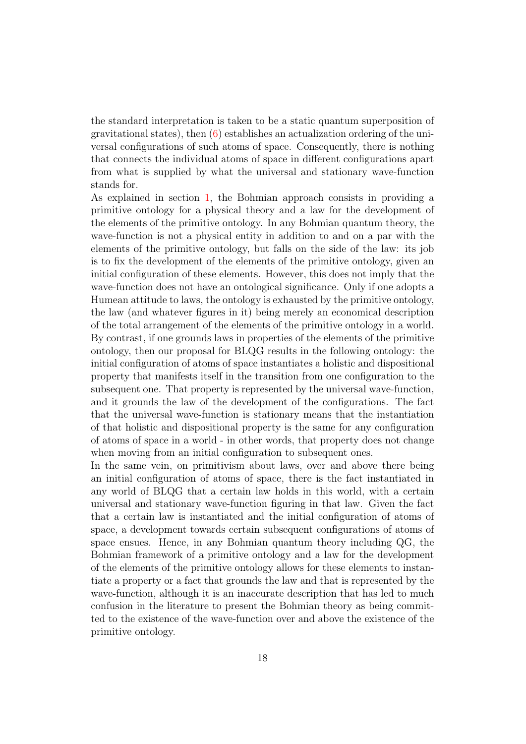the standard interpretation is taken to be a static quantum superposition of gravitational states), then (6) establishes an actualization ordering of the universal configurations of such atoms of space. Consequently, there is nothing that connects the individual atoms of space in different configurations apart from what is supplied by what the universal and stationary wave-function stands for.

As explained in section 1, the Bohmian approach consists in providing a primitive ontology for a physical theory and a law for the development of the elements of the primitive ontology. In any Bohmian quantum theory, the wave-function is not a physical entity in addition to and on a par with the elements of the primitive ontology, but falls on the side of the law: its job is to fix the development of the elements of the primitive ontology, given an initial configuration of these elements. However, this does not imply that the wave-function does not have an ontological significance. Only if one adopts a Humean attitude to laws, the ontology is exhausted by the primitive ontology, the law (and whatever figures in it) being merely an economical description of the total arrangement of the elements of the primitive ontology in a world. By contrast, if one grounds laws in properties of the elements of the primitive ontology, then our proposal for BLQG results in the following ontology: the initial configuration of atoms of space instantiates a holistic and dispositional property that manifests itself in the transition from one configuration to the subsequent one. That property is represented by the universal wave-function, and it grounds the law of the development of the configurations. The fact that the universal wave-function is stationary means that the instantiation of that holistic and dispositional property is the same for any configuration of atoms of space in a world - in other words, that property does not change when moving from an initial configuration to subsequent ones.

In the same vein, on primitivism about laws, over and above there being an initial configuration of atoms of space, there is the fact instantiated in any world of BLQG that a certain law holds in this world, with a certain universal and stationary wave-function figuring in that law. Given the fact that a certain law is instantiated and the initial configuration of atoms of space, a development towards certain subsequent configurations of atoms of space ensues. Hence, in any Bohmian quantum theory including QG, the Bohmian framework of a primitive ontology and a law for the development of the elements of the primitive ontology allows for these elements to instantiate a property or a fact that grounds the law and that is represented by the wave-function, although it is an inaccurate description that has led to much confusion in the literature to present the Bohmian theory as being committed to the existence of the wave-function over and above the existence of the primitive ontology.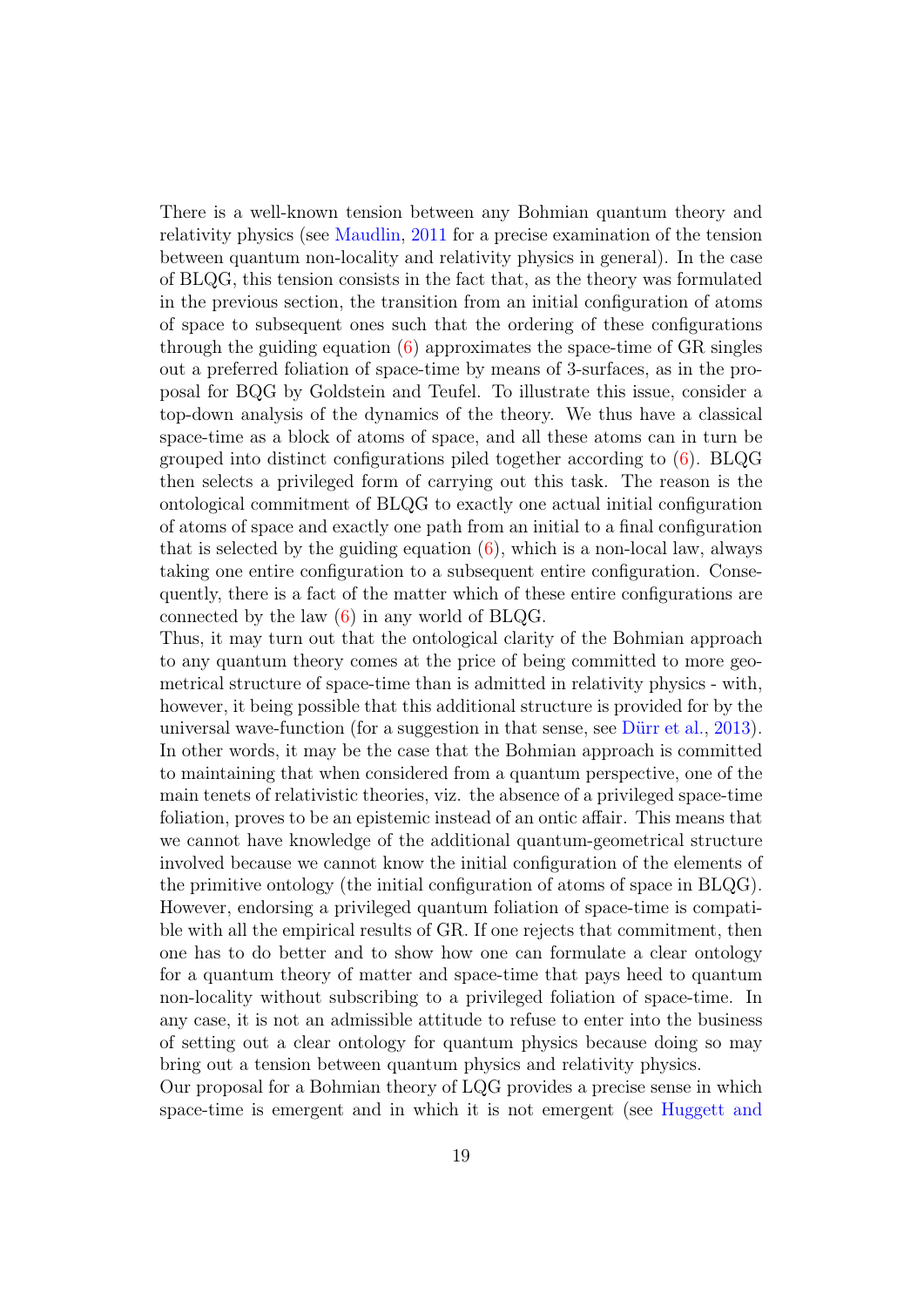There is a well-known tension between any Bohmian quantum theory and relativity physics (see Maudlin, 2011 for a precise examination of the tension between quantum non-locality and relativity physics in general). In the case of BLQG, this tension consists in the fact that, as the theory was formulated in the previous section, the transition from an initial configuration of atoms of space to subsequent ones such that the ordering of these configurations through the guiding equation (6) approximates the space-time of GR singles out a preferred foliation of space-time by means of 3-surfaces, as in the proposal for BQG by Goldstein and Teufel. To illustrate this issue, consider a top-down analysis of the dynamics of the theory. We thus have a classical space-time as a block of atoms of space, and all these atoms can in turn be grouped into distinct configurations piled together according to (6). BLQG then selects a privileged form of carrying out this task. The reason is the ontological commitment of BLQG to exactly one actual initial configuration of atoms of space and exactly one path from an initial to a final configuration that is selected by the guiding equation (6), which is a non-local law, always taking one entire configuration to a subsequent entire configuration. Consequently, there is a fact of the matter which of these entire configurations are connected by the law (6) in any world of BLQG.

Thus, it may turn out that the ontological clarity of the Bohmian approach to any quantum theory comes at the price of being committed to more geometrical structure of space-time than is admitted in relativity physics - with, however, it being possible that this additional structure is provided for by the universal wave-function (for a suggestion in that sense, see Dürr et al., 2013). In other words, it may be the case that the Bohmian approach is committed to maintaining that when considered from a quantum perspective, one of the main tenets of relativistic theories, viz. the absence of a privileged space-time foliation, proves to be an epistemic instead of an ontic affair. This means that we cannot have knowledge of the additional quantum-geometrical structure involved because we cannot know the initial configuration of the elements of the primitive ontology (the initial configuration of atoms of space in BLQG). However, endorsing a privileged quantum foliation of space-time is compatible with all the empirical results of GR. If one rejects that commitment, then one has to do better and to show how one can formulate a clear ontology for a quantum theory of matter and space-time that pays heed to quantum non-locality without subscribing to a privileged foliation of space-time. In any case, it is not an admissible attitude to refuse to enter into the business of setting out a clear ontology for quantum physics because doing so may bring out a tension between quantum physics and relativity physics.

Our proposal for a Bohmian theory of LQG provides a precise sense in which space-time is emergent and in which it is not emergent (see Huggett and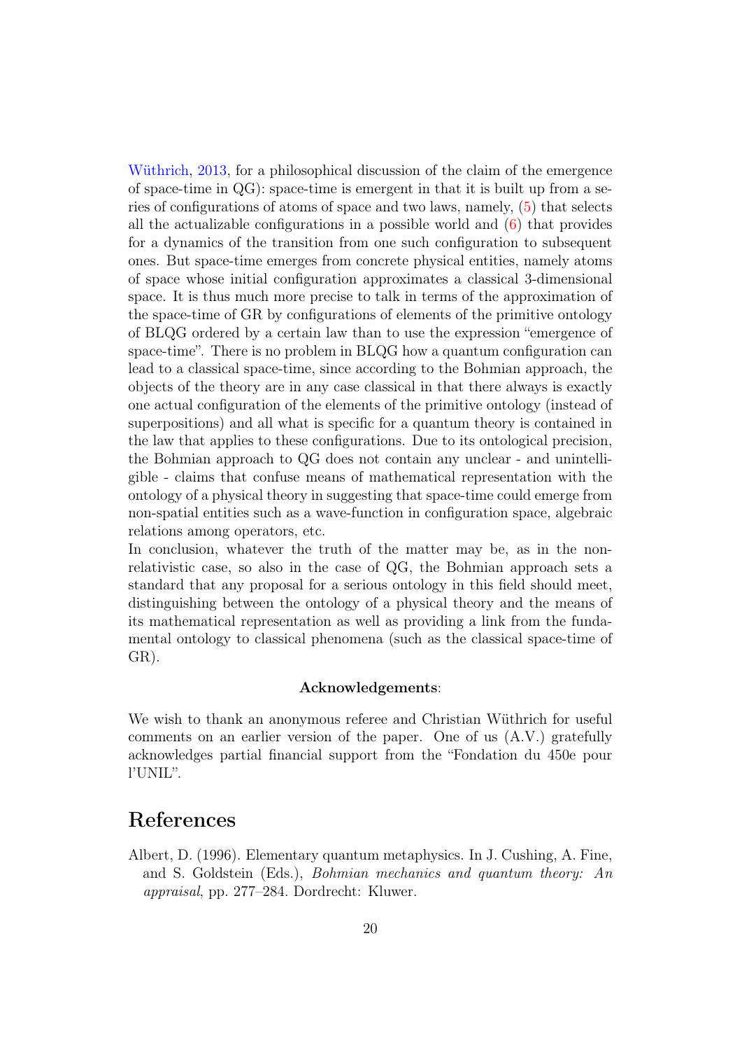Wüthrich, 2013, for a philosophical discussion of the claim of the emergence of space-time in QG): space-time is emergent in that it is built up from a series of configurations of atoms of space and two laws, namely, (5) that selects all the actualizable configurations in a possible world and (6) that provides for a dynamics of the transition from one such configuration to subsequent ones. But space-time emerges from concrete physical entities, namely atoms of space whose initial configuration approximates a classical 3-dimensional space. It is thus much more precise to talk in terms of the approximation of the space-time of GR by configurations of elements of the primitive ontology of BLQG ordered by a certain law than to use the expression "emergence of space-time". There is no problem in BLQG how a quantum configuration can lead to a classical space-time, since according to the Bohmian approach, the objects of the theory are in any case classical in that there always is exactly one actual configuration of the elements of the primitive ontology (instead of superpositions) and all what is specific for a quantum theory is contained in the law that applies to these configurations. Due to its ontological precision, the Bohmian approach to QG does not contain any unclear - and unintelligible - claims that confuse means of mathematical representation with the ontology of a physical theory in suggesting that space-time could emerge from non-spatial entities such as a wave-function in configuration space, algebraic relations among operators, etc.

In conclusion, whatever the truth of the matter may be, as in the non-relativistic case, so also in the case of QG, the Bohmian approach sets a standard that any proposal for a serious ontology in this field should meet, distinguishing between the ontology of a physical theory and the means of its mathematical representation as well as providing a link from the fundamental ontology to classical phenomena (such as the classical space-time of GR).

**Acknowledgements**:

We wish to thank an anonymous referee and Christian Wüthrich for useful comments on an earlier version of the paper. One of us (A.V.) gratefully acknowledges partial financial support from the "Fondation du 450e pour l'UNIL".

# References

Albert, D. (1996). Elementary quantum metaphysics. In J. Cushing, A. Fine, and S. Goldstein (Eds.), *Bohmian mechanics and quantum theory: An appraisal*, pp. 277–284. Dordrecht: Kluwer.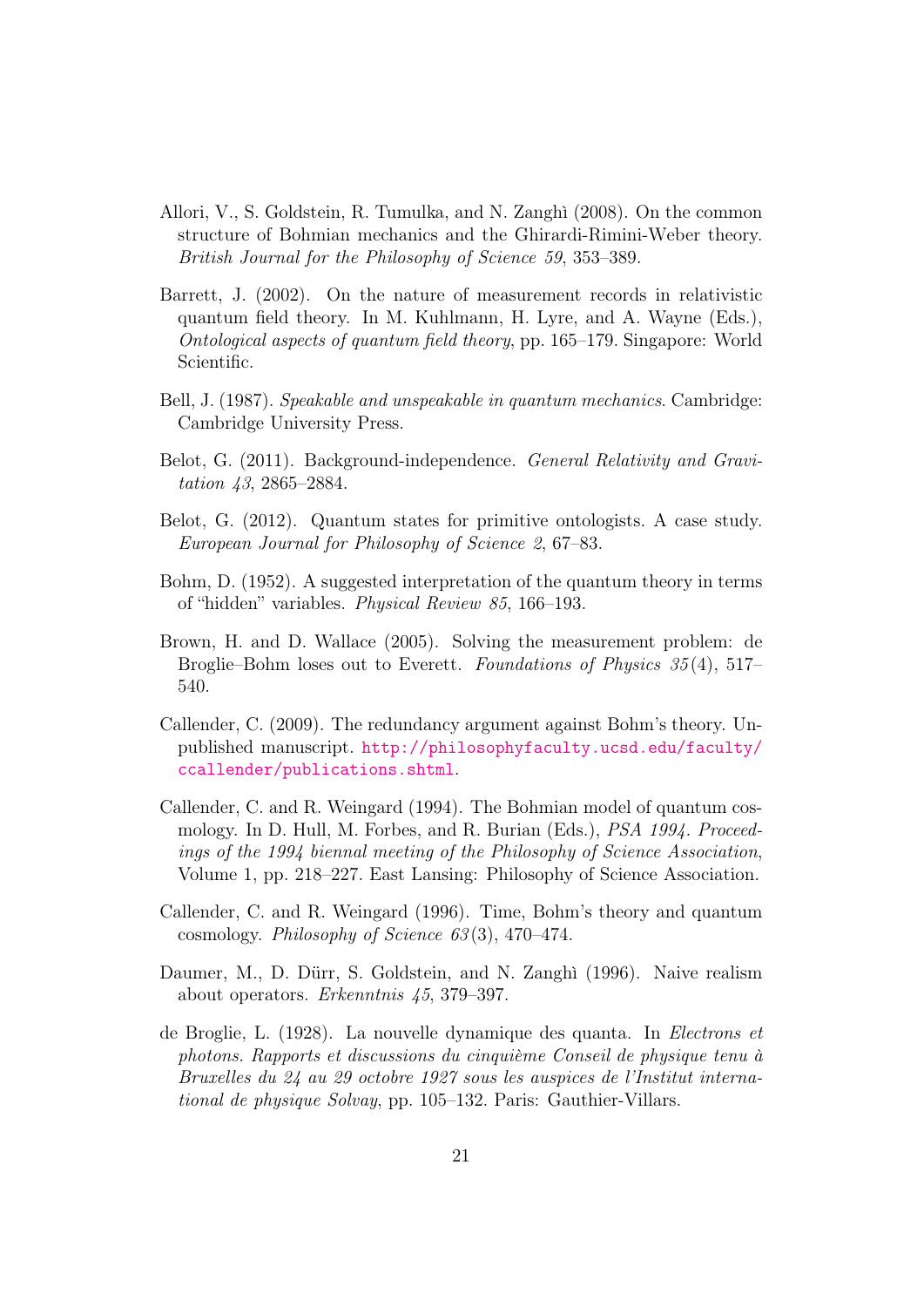Allori, V., S. Goldstein, R. Tumulka, and N. Zanghì (2008). On the common structure of Bohmian mechanics and the Ghirardi-Rimini-Weber theory. *British Journal for the Philosophy of Science 59*, 353–389.

Barrett, J. (2002). On the nature of measurement records in relativistic quantum field theory. In M. Kuhlmann, H. Lyre, and A. Wayne (Eds.), *Ontological aspects of quantum field theory*, pp. 165–179. Singapore: World Scientific.

Bell, J. (1987). *Speakable and unspeakable in quantum mechanics*. Cambridge: Cambridge University Press.

Belot, G. (2011). Background-independence. *General Relativity and Gravitation 43*, 2865–2884.

Belot, G. (2012). Quantum states for primitive ontologists. A case study. *European Journal for Philosophy of Science 2*, 67–83.

Bohm, D. (1952). A suggested interpretation of the quantum theory in terms of "hidden" variables. *Physical Review 85*, 166–193.

Brown, H. and D. Wallace (2005). Solving the measurement problem: de Broglie–Bohm loses out to Everett. *Foundations of Physics 35*(4), 517–540.

Callender, C. (2009). The redundancy argument against Bohm's theory. Unpublished manuscript. http://philosophyfaculty.ucsd.edu/faculty/ccallender/publications.shtml.

Callender, C. and R. Weingard (1994). The Bohmian model of quantum cosmology. In D. Hull, M. Forbes, and R. Burian (Eds.), *PSA 1994. Proceedings of the 1994 biennal meeting of the Philosophy of Science Association*, Volume 1, pp. 218–227. East Lansing: Philosophy of Science Association.

Callender, C. and R. Weingard (1996). Time, Bohm's theory and quantum cosmology. *Philosophy of Science 63*(3), 470–474.

Daumer, M., D. Dürr, S. Goldstein, and N. Zanghì (1996). Naive realism about operators. *Erkenntnis 45*, 379–397.

de Broglie, L. (1928). La nouvelle dynamique des quanta. In *Electrons et photons. Rapports et discussions du cinquième Conseil de physique tenu à Bruxelles du 24 au 29 octobre 1927 sous les auspices de l'Institut international de physique Solvay*, pp. 105–132. Paris: Gauthier-Villars.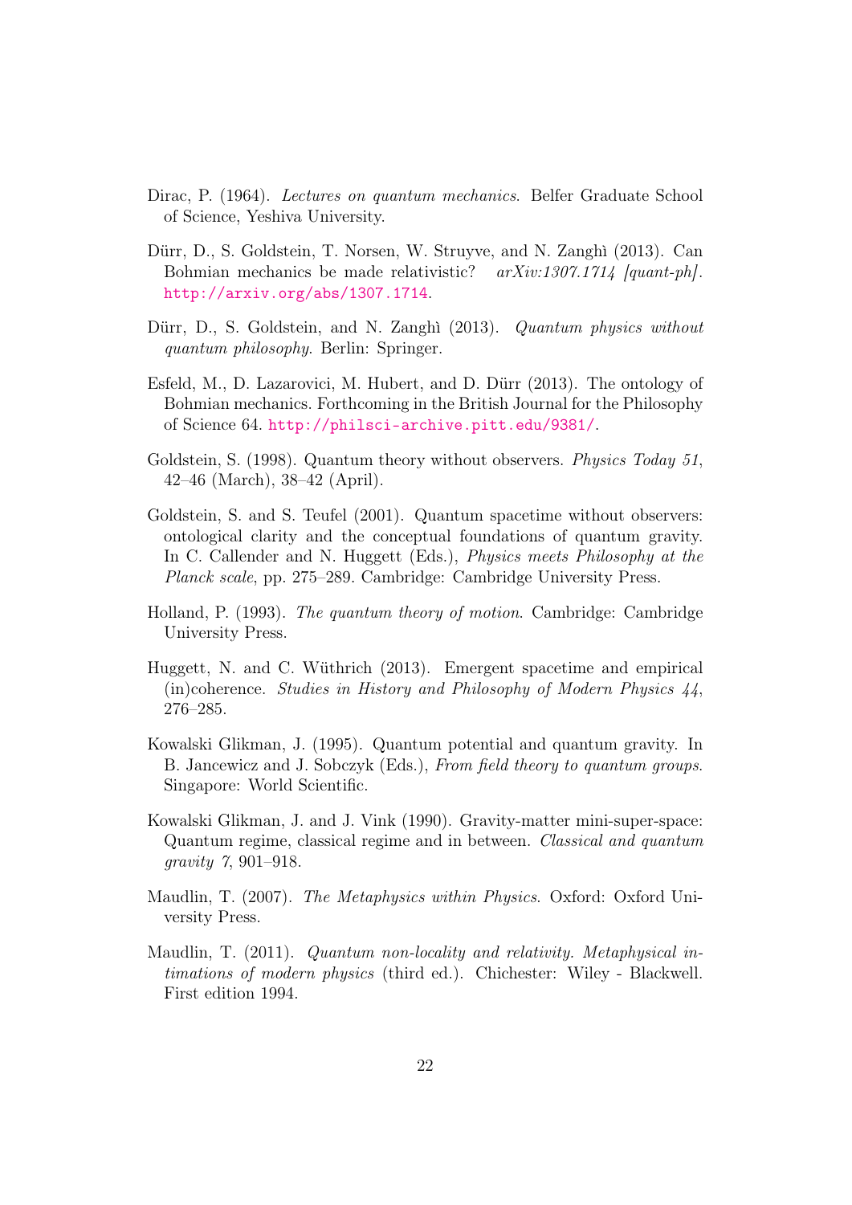Dirac, P. (1964). *Lectures on quantum mechanics*. Belfer Graduate School of Science, Yeshiva University.

Dürr, D., S. Goldstein, T. Norsen, W. Struyve, and N. Zanghì (2013). Can Bohmian mechanics be made relativistic? *arXiv:1307.1714 [quant-ph]*. http://arxiv.org/abs/1307.1714.

Dürr, D., S. Goldstein, and N. Zanghì (2013). *Quantum physics without quantum philosophy*. Berlin: Springer.

Esfeld, M., D. Lazarovici, M. Hubert, and D. Dürr (2013). The ontology of Bohmian mechanics. Forthcoming in the British Journal for the Philosophy of Science 64. http://philsci-archive.pitt.edu/9381/.

Goldstein, S. (1998). Quantum theory without observers. *Physics Today 51*, 42–46 (March), 38–42 (April).

Goldstein, S. and S. Teufel (2001). Quantum spacetime without observers: ontological clarity and the conceptual foundations of quantum gravity. In C. Callender and N. Huggett (Eds.), *Physics meets Philosophy at the Planck scale*, pp. 275–289. Cambridge: Cambridge University Press.

Holland, P. (1993). *The quantum theory of motion*. Cambridge: Cambridge University Press.

Huggett, N. and C. Wüthrich (2013). Emergent spacetime and empirical (in)coherence. *Studies in History and Philosophy of Modern Physics 44*, 276–285.

Kowalski Glikman, J. (1995). Quantum potential and quantum gravity. In B. Jancewicz and J. Sobczyk (Eds.), *From field theory to quantum groups*. Singapore: World Scientific.

Kowalski Glikman, J. and J. Vink (1990). Gravity-matter mini-super-space: Quantum regime, classical regime and in between. *Classical and quantum gravity 7*, 901–918.

Maudlin, T. (2007). *The Metaphysics within Physics*. Oxford: Oxford University Press.

Maudlin, T. (2011). *Quantum non-locality and relativity. Metaphysical intimations of modern physics* (third ed.). Chichester: Wiley - Blackwell. First edition 1994.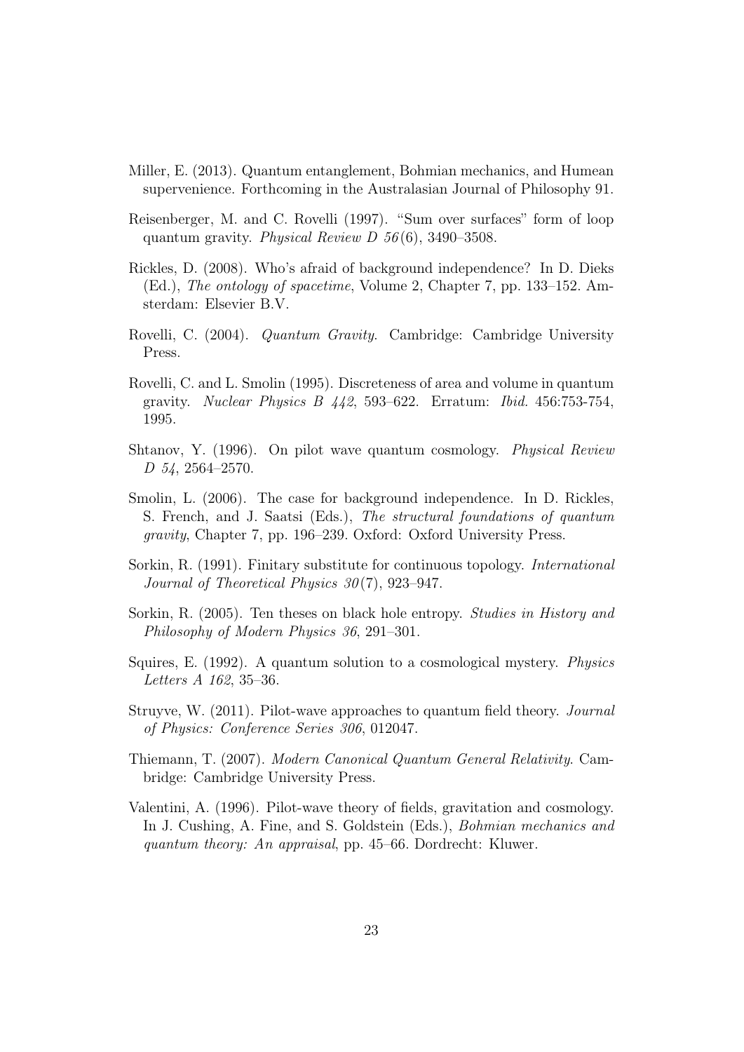Miller, E. (2013). Quantum entanglement, Bohmian mechanics, and Humean supervenience. Forthcoming in the Australasian Journal of Philosophy 91.

Reisenberger, M. and C. Rovelli (1997). "Sum over surfaces" form of loop quantum gravity. *Physical Review D 56*(6), 3490–3508.

Rickles, D. (2008). Who's afraid of background independence? In D. Dieks (Ed.), *The ontology of spacetime*, Volume 2, Chapter 7, pp. 133–152. Amsterdam: Elsevier B.V.

Rovelli, C. (2004). *Quantum Gravity*. Cambridge: Cambridge University Press.

Rovelli, C. and L. Smolin (1995). Discreteness of area and volume in quantum gravity. *Nuclear Physics B 442*, 593–622. Erratum: *Ibid.* 456:753-754, 1995.

Shtanov, Y. (1996). On pilot wave quantum cosmology. *Physical Review D 54*, 2564–2570.

Smolin, L. (2006). The case for background independence. In D. Rickles, S. French, and J. Saatsi (Eds.), *The structural foundations of quantum gravity*, Chapter 7, pp. 196–239. Oxford: Oxford University Press.

Sorkin, R. (1991). Finitary substitute for continuous topology. *International Journal of Theoretical Physics 30*(7), 923–947.

Sorkin, R. (2005). Ten theses on black hole entropy. *Studies in History and Philosophy of Modern Physics 36*, 291–301.

Squires, E. (1992). A quantum solution to a cosmological mystery. *Physics Letters A 162*, 35–36.

Struyve, W. (2011). Pilot-wave approaches to quantum field theory. *Journal of Physics: Conference Series 306*, 012047.

Thiemann, T. (2007). *Modern Canonical Quantum General Relativity*. Cambridge: Cambridge University Press.

Valentini, A. (1996). Pilot-wave theory of fields, gravitation and cosmology. In J. Cushing, A. Fine, and S. Goldstein (Eds.), *Bohmian mechanics and quantum theory: An appraisal*, pp. 45–66. Dordrecht: Kluwer.